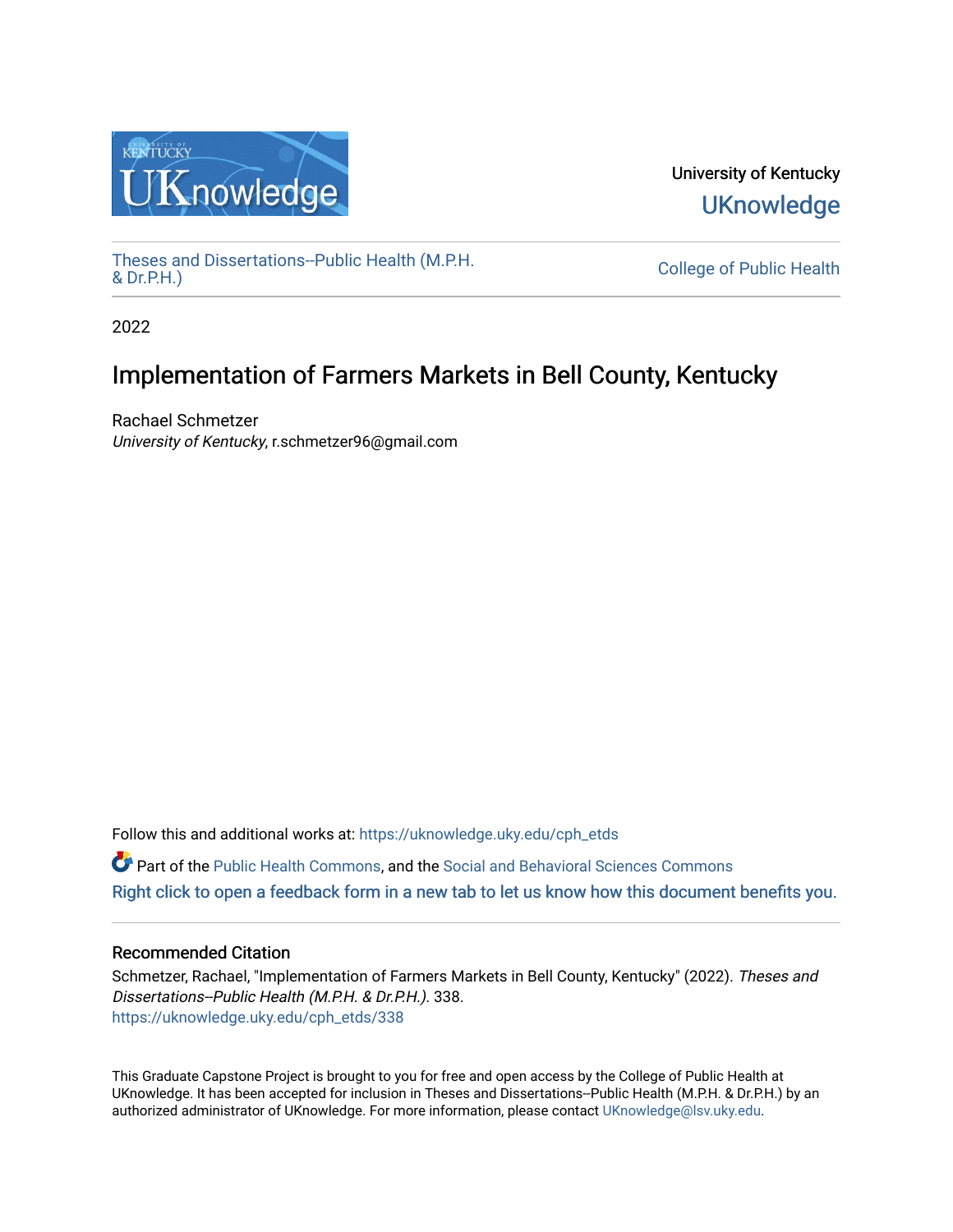University of Kentucky

UKnowledge

Theses and Dissertations--Public Health (M.P.H. & Dr.P.H.)

College of Public Health

2022

# Implementation of Farmers Markets in Bell County, Kentucky

Rachael Schmetzer
*University of Kentucky*, r.schmetzer96@gmail.com

Follow this and additional works at: https://uknowledge.uky.edu/cph_etds

Part of the Public Health Commons, and the Social and Behavioral Sciences Commons

Right click to open a feedback form in a new tab to let us know how this document benefits you.

### Recommended Citation

Schmetzer, Rachael, "Implementation of Farmers Markets in Bell County, Kentucky" (2022). *Theses and Dissertations--Public Health (M.P.H. & Dr.P.H.).* 338.
https://uknowledge.uky.edu/cph_etds/338

This Graduate Capstone Project is brought to you for free and open access by the College of Public Health at UKnowledge. It has been accepted for inclusion in Theses and Dissertations--Public Health (M.P.H. & Dr.P.H.) by an authorized administrator of UKnowledge. For more information, please contact UKnowledge@lsv.uky.edu.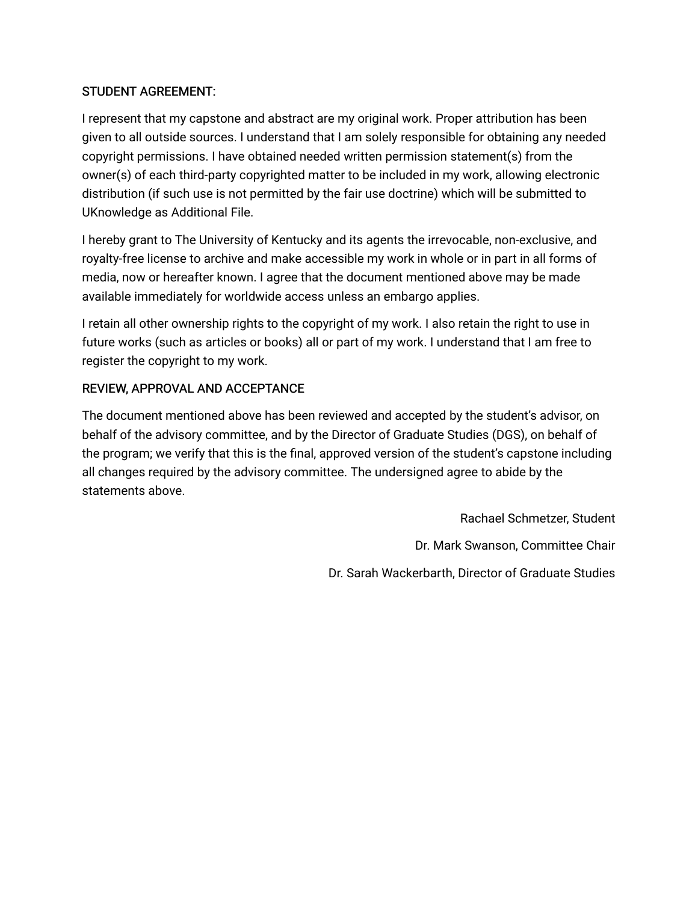STUDENT AGREEMENT:

I represent that my capstone and abstract are my original work. Proper attribution has been given to all outside sources. I understand that I am solely responsible for obtaining any needed copyright permissions. I have obtained needed written permission statement(s) from the owner(s) of each third-party copyrighted matter to be included in my work, allowing electronic distribution (if such use is not permitted by the fair use doctrine) which will be submitted to UKnowledge as Additional File.

I hereby grant to The University of Kentucky and its agents the irrevocable, non-exclusive, and royalty-free license to archive and make accessible my work in whole or in part in all forms of media, now or hereafter known. I agree that the document mentioned above may be made available immediately for worldwide access unless an embargo applies.

I retain all other ownership rights to the copyright of my work. I also retain the right to use in future works (such as articles or books) all or part of my work. I understand that I am free to register the copyright to my work.

REVIEW, APPROVAL AND ACCEPTANCE

The document mentioned above has been reviewed and accepted by the student's advisor, on behalf of the advisory committee, and by the Director of Graduate Studies (DGS), on behalf of the program; we verify that this is the final, approved version of the student's capstone including all changes required by the advisory committee. The undersigned agree to abide by the statements above.

Rachael Schmetzer, Student

Dr. Mark Swanson, Committee Chair

Dr. Sarah Wackerbarth, Director of Graduate Studies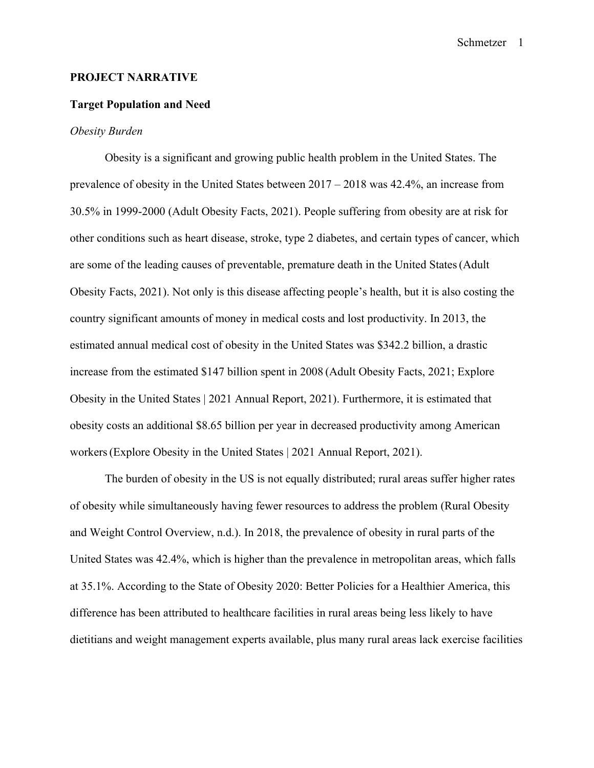**PROJECT NARRATIVE**

**Target Population and Need**

*Obesity Burden*

Obesity is a significant and growing public health problem in the United States. The prevalence of obesity in the United States between 2017 – 2018 was 42.4%, an increase from 30.5% in 1999-2000 (Adult Obesity Facts, 2021). People suffering from obesity are at risk for other conditions such as heart disease, stroke, type 2 diabetes, and certain types of cancer, which are some of the leading causes of preventable, premature death in the United States (Adult Obesity Facts, 2021). Not only is this disease affecting people's health, but it is also costing the country significant amounts of money in medical costs and lost productivity. In 2013, the estimated annual medical cost of obesity in the United States was $342.2 billion, a drastic increase from the estimated $147 billion spent in 2008 (Adult Obesity Facts, 2021; Explore Obesity in the United States | 2021 Annual Report, 2021). Furthermore, it is estimated that obesity costs an additional $8.65 billion per year in decreased productivity among American workers (Explore Obesity in the United States | 2021 Annual Report, 2021).

The burden of obesity in the US is not equally distributed; rural areas suffer higher rates of obesity while simultaneously having fewer resources to address the problem (Rural Obesity and Weight Control Overview, n.d.). In 2018, the prevalence of obesity in rural parts of the United States was 42.4%, which is higher than the prevalence in metropolitan areas, which falls at 35.1%. According to the State of Obesity 2020: Better Policies for a Healthier America, this difference has been attributed to healthcare facilities in rural areas being less likely to have dietitians and weight management experts available, plus many rural areas lack exercise facilities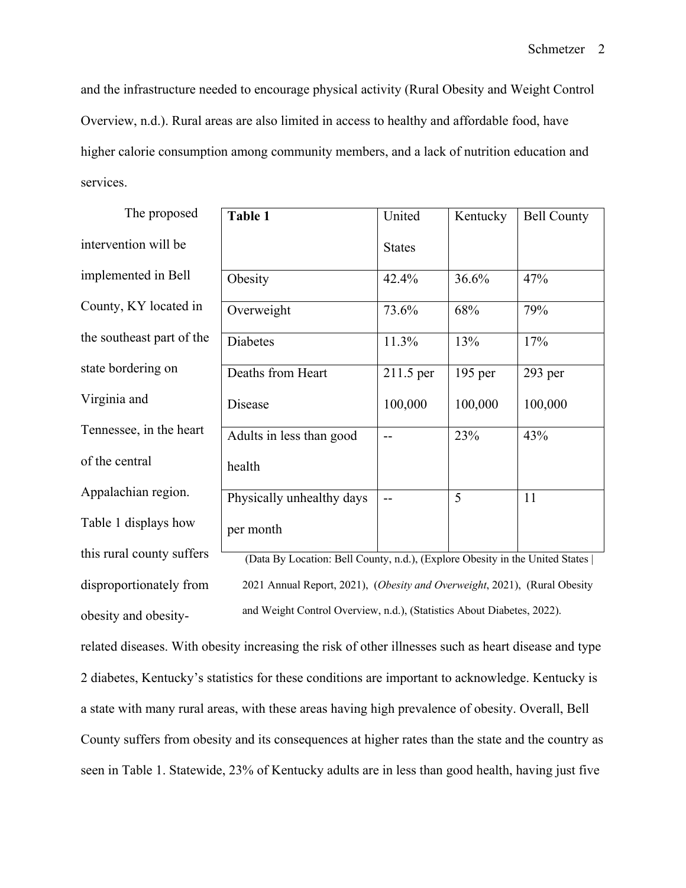and the infrastructure needed to encourage physical activity (Rural Obesity and Weight Control Overview, n.d.). Rural areas are also limited in access to healthy and affordable food, have higher calorie consumption among community members, and a lack of nutrition education and services.

The proposed intervention will be implemented in Bell County, KY located in the southeast part of the state bordering on Virginia and Tennessee, in the heart of the central Appalachian region. Table 1 displays how this rural county suffers disproportionately from obesity and obesity-related diseases. With obesity increasing the risk of other illnesses such as heart disease and type 2 diabetes, Kentucky's statistics for these conditions are important to acknowledge. Kentucky is a state with many rural areas, with these areas having high prevalence of obesity. Overall, Bell County suffers from obesity and its consequences at higher rates than the state and the country as seen in Table 1. Statewide, 23% of Kentucky adults are in less than good health, having just five

| **Table 1** | United States | Kentucky | Bell County |
|---|---|---|---|
| Obesity | 42.4% | 36.6% | 47% |
| Overweight | 73.6% | 68% | 79% |
| Diabetes | 11.3% | 13% | 17% |
| Deaths from Heart Disease | 211.5 per 100,000 | 195 per 100,000 | 293 per 100,000 |
| Adults in less than good health | -- | 23% | 43% |
| Physically unhealthy days per month | -- | 5 | 11 |

(Data By Location: Bell County, n.d.), (Explore Obesity in the United States | 2021 Annual Report, 2021), (*Obesity and Overweight*, 2021), (Rural Obesity and Weight Control Overview, n.d.), (Statistics About Diabetes, 2022).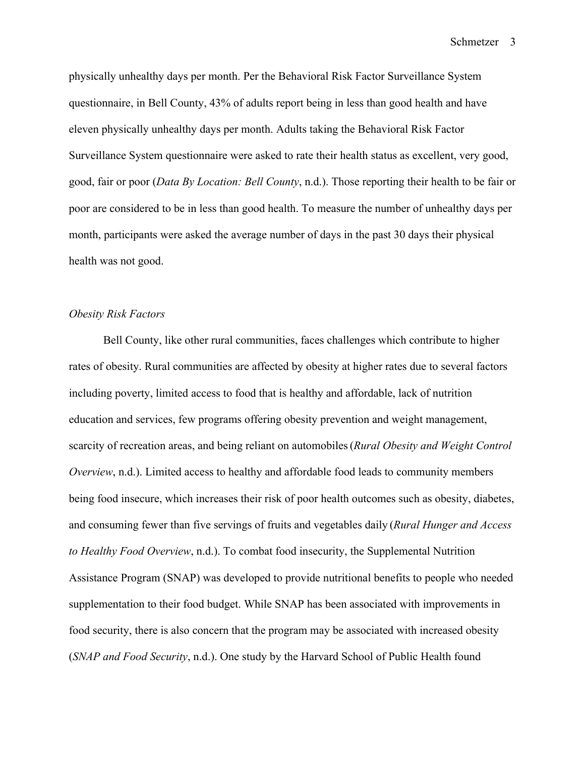physically unhealthy days per month. Per the Behavioral Risk Factor Surveillance System questionnaire, in Bell County, 43% of adults report being in less than good health and have eleven physically unhealthy days per month. Adults taking the Behavioral Risk Factor Surveillance System questionnaire were asked to rate their health status as excellent, very good, good, fair or poor (*Data By Location: Bell County*, n.d.). Those reporting their health to be fair or poor are considered to be in less than good health. To measure the number of unhealthy days per month, participants were asked the average number of days in the past 30 days their physical health was not good.

*Obesity Risk Factors*

Bell County, like other rural communities, faces challenges which contribute to higher rates of obesity. Rural communities are affected by obesity at higher rates due to several factors including poverty, limited access to food that is healthy and affordable, lack of nutrition education and services, few programs offering obesity prevention and weight management, scarcity of recreation areas, and being reliant on automobiles (*Rural Obesity and Weight Control Overview*, n.d.). Limited access to healthy and affordable food leads to community members being food insecure, which increases their risk of poor health outcomes such as obesity, diabetes, and consuming fewer than five servings of fruits and vegetables daily (*Rural Hunger and Access to Healthy Food Overview*, n.d.). To combat food insecurity, the Supplemental Nutrition Assistance Program (SNAP) was developed to provide nutritional benefits to people who needed supplementation to their food budget. While SNAP has been associated with improvements in food security, there is also concern that the program may be associated with increased obesity (*SNAP and Food Security*, n.d.). One study by the Harvard School of Public Health found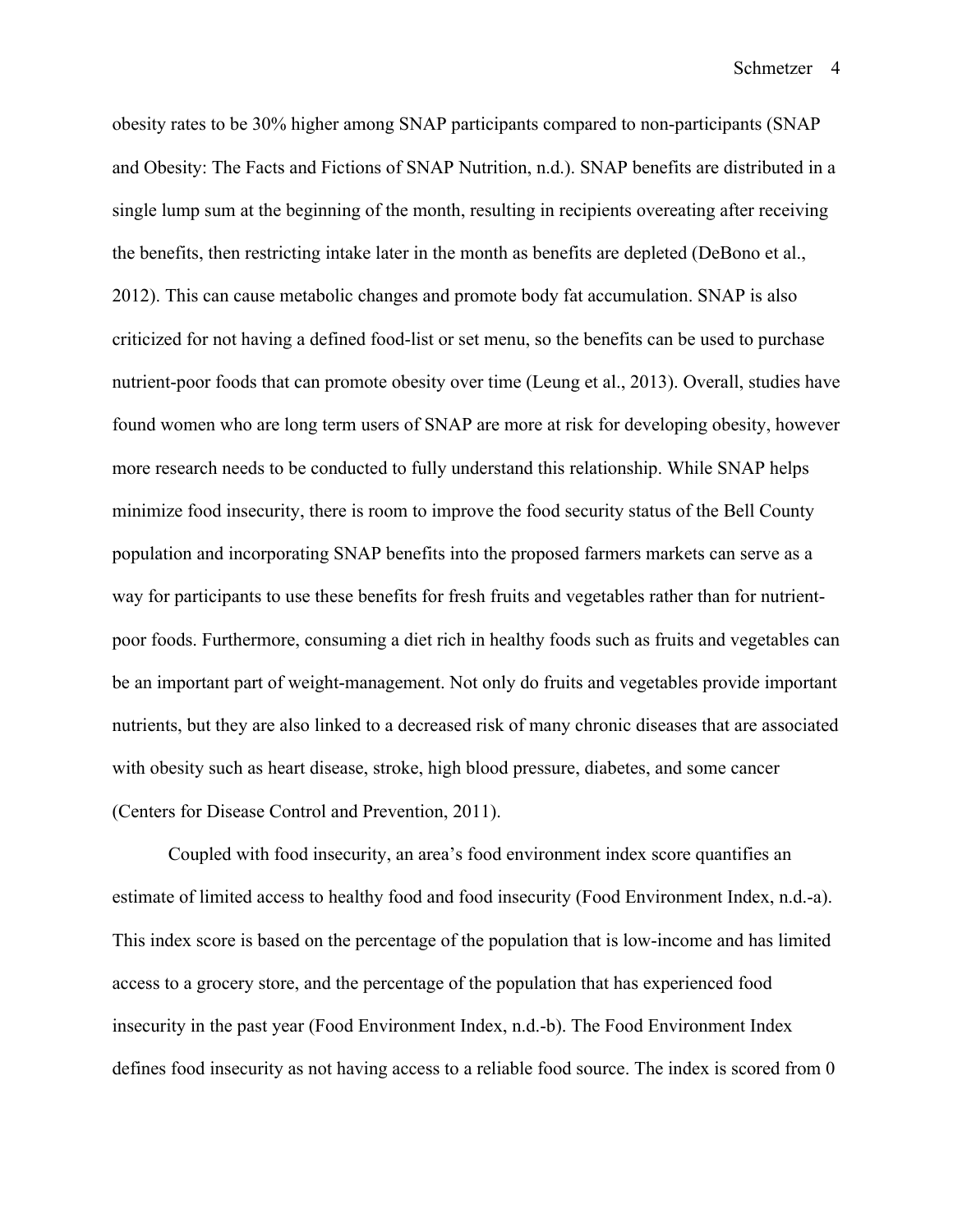obesity rates to be 30% higher among SNAP participants compared to non-participants (SNAP and Obesity: The Facts and Fictions of SNAP Nutrition, n.d.). SNAP benefits are distributed in a single lump sum at the beginning of the month, resulting in recipients overeating after receiving the benefits, then restricting intake later in the month as benefits are depleted (DeBono et al., 2012). This can cause metabolic changes and promote body fat accumulation. SNAP is also criticized for not having a defined food-list or set menu, so the benefits can be used to purchase nutrient-poor foods that can promote obesity over time (Leung et al., 2013). Overall, studies have found women who are long term users of SNAP are more at risk for developing obesity, however more research needs to be conducted to fully understand this relationship. While SNAP helps minimize food insecurity, there is room to improve the food security status of the Bell County population and incorporating SNAP benefits into the proposed farmers markets can serve as a way for participants to use these benefits for fresh fruits and vegetables rather than for nutrient-poor foods. Furthermore, consuming a diet rich in healthy foods such as fruits and vegetables can be an important part of weight-management. Not only do fruits and vegetables provide important nutrients, but they are also linked to a decreased risk of many chronic diseases that are associated with obesity such as heart disease, stroke, high blood pressure, diabetes, and some cancer (Centers for Disease Control and Prevention, 2011).

Coupled with food insecurity, an area's food environment index score quantifies an estimate of limited access to healthy food and food insecurity (Food Environment Index, n.d.-a). This index score is based on the percentage of the population that is low-income and has limited access to a grocery store, and the percentage of the population that has experienced food insecurity in the past year (Food Environment Index, n.d.-b). The Food Environment Index defines food insecurity as not having access to a reliable food source. The index is scored from 0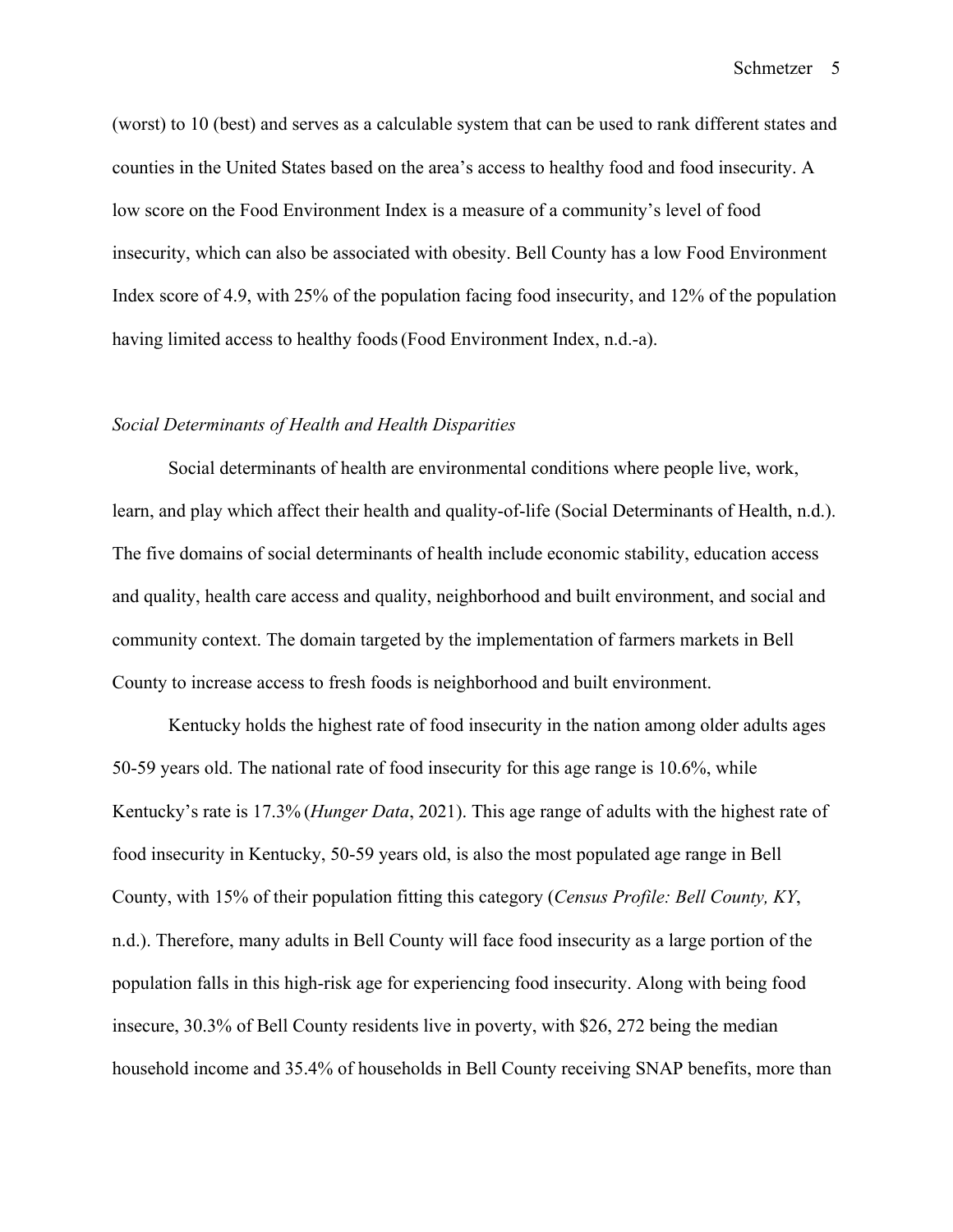(worst) to 10 (best) and serves as a calculable system that can be used to rank different states and counties in the United States based on the area's access to healthy food and food insecurity. A low score on the Food Environment Index is a measure of a community's level of food insecurity, which can also be associated with obesity. Bell County has a low Food Environment Index score of 4.9, with 25% of the population facing food insecurity, and 12% of the population having limited access to healthy foods (Food Environment Index, n.d.-a).

### *Social Determinants of Health and Health Disparities*

Social determinants of health are environmental conditions where people live, work, learn, and play which affect their health and quality-of-life (Social Determinants of Health, n.d.). The five domains of social determinants of health include economic stability, education access and quality, health care access and quality, neighborhood and built environment, and social and community context. The domain targeted by the implementation of farmers markets in Bell County to increase access to fresh foods is neighborhood and built environment.

Kentucky holds the highest rate of food insecurity in the nation among older adults ages 50-59 years old. The national rate of food insecurity for this age range is 10.6%, while Kentucky's rate is 17.3% (*Hunger Data*, 2021). This age range of adults with the highest rate of food insecurity in Kentucky, 50-59 years old, is also the most populated age range in Bell County, with 15% of their population fitting this category (*Census Profile: Bell County, KY*, n.d.). Therefore, many adults in Bell County will face food insecurity as a large portion of the population falls in this high-risk age for experiencing food insecurity. Along with being food insecure, 30.3% of Bell County residents live in poverty, with $26, 272 being the median household income and 35.4% of households in Bell County receiving SNAP benefits, more than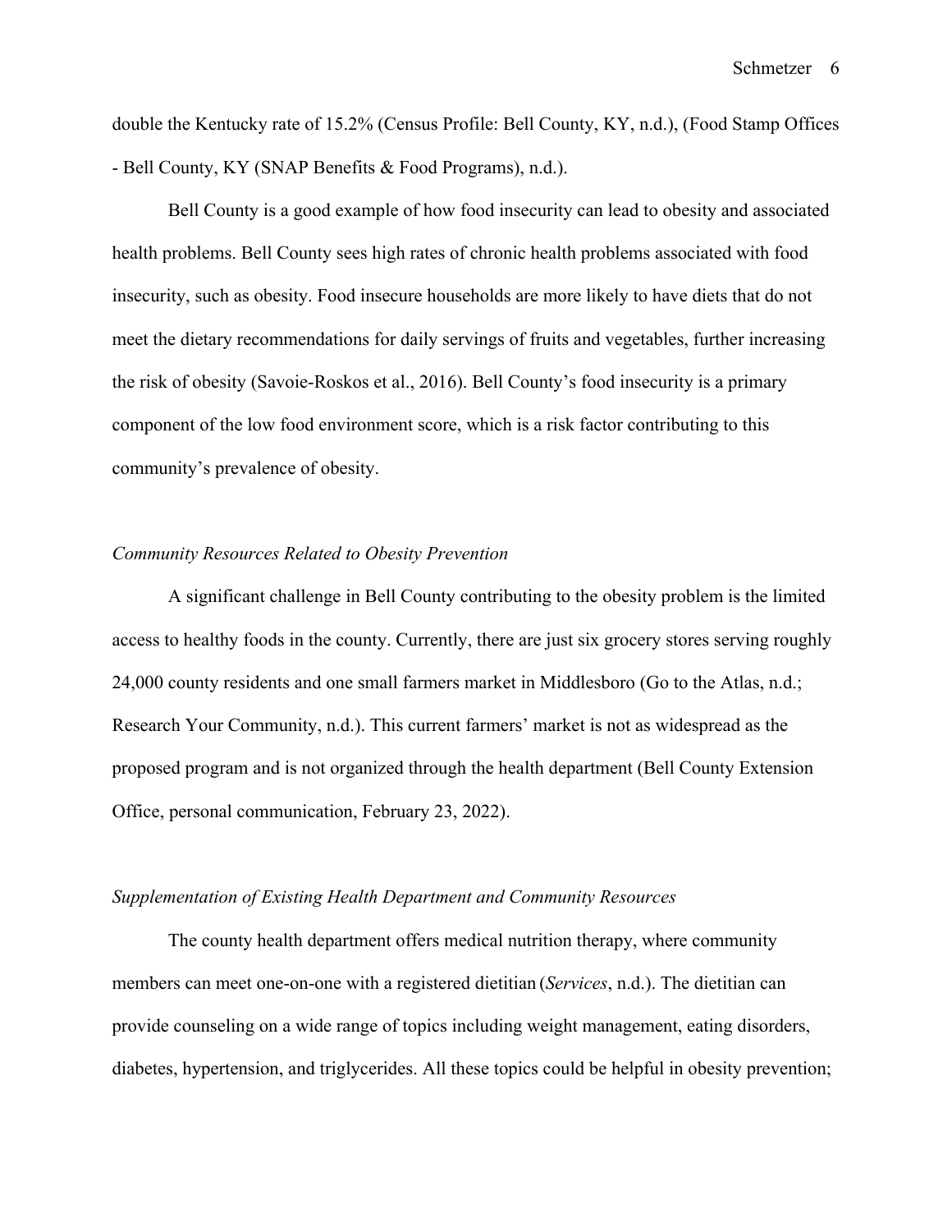double the Kentucky rate of 15.2% (Census Profile: Bell County, KY, n.d.), (Food Stamp Offices - Bell County, KY (SNAP Benefits & Food Programs), n.d.).

Bell County is a good example of how food insecurity can lead to obesity and associated health problems. Bell County sees high rates of chronic health problems associated with food insecurity, such as obesity. Food insecure households are more likely to have diets that do not meet the dietary recommendations for daily servings of fruits and vegetables, further increasing the risk of obesity (Savoie-Roskos et al., 2016). Bell County's food insecurity is a primary component of the low food environment score, which is a risk factor contributing to this community's prevalence of obesity.

*Community Resources Related to Obesity Prevention*

A significant challenge in Bell County contributing to the obesity problem is the limited access to healthy foods in the county. Currently, there are just six grocery stores serving roughly 24,000 county residents and one small farmers market in Middlesboro (Go to the Atlas, n.d.; Research Your Community, n.d.). This current farmers' market is not as widespread as the proposed program and is not organized through the health department (Bell County Extension Office, personal communication, February 23, 2022).

*Supplementation of Existing Health Department and Community Resources*

The county health department offers medical nutrition therapy, where community members can meet one-on-one with a registered dietitian (*Services*, n.d.). The dietitian can provide counseling on a wide range of topics including weight management, eating disorders, diabetes, hypertension, and triglycerides. All these topics could be helpful in obesity prevention;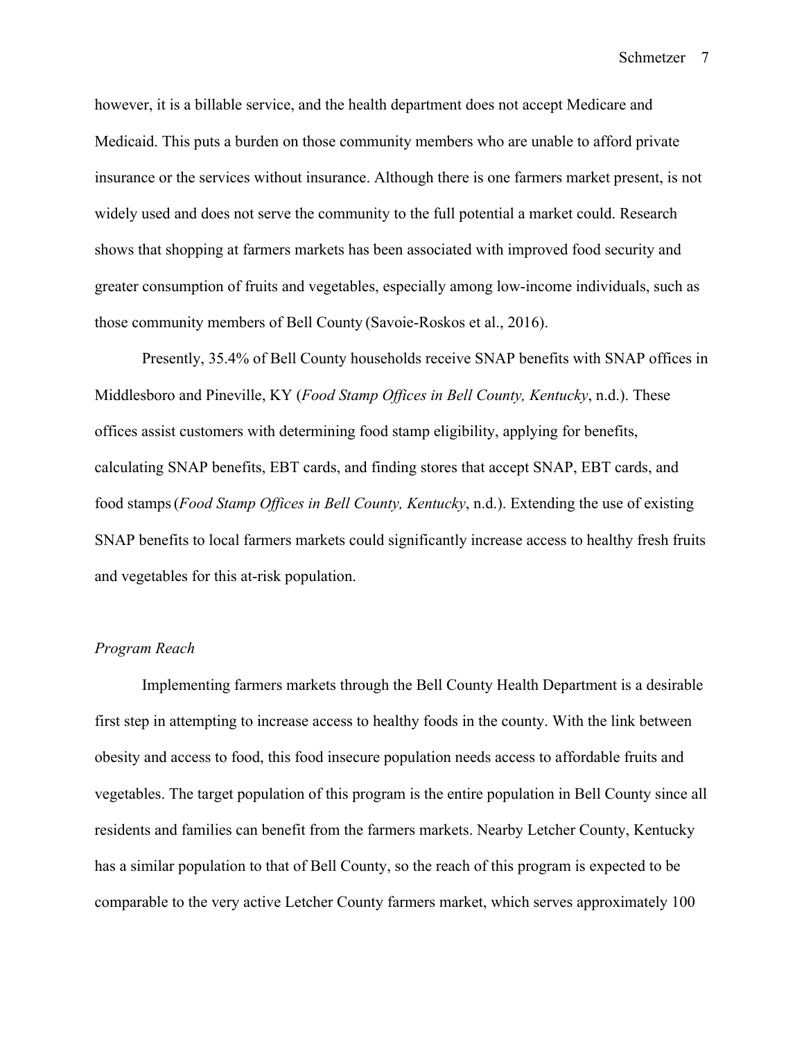however, it is a billable service, and the health department does not accept Medicare and Medicaid. This puts a burden on those community members who are unable to afford private insurance or the services without insurance. Although there is one farmers market present, is not widely used and does not serve the community to the full potential a market could. Research shows that shopping at farmers markets has been associated with improved food security and greater consumption of fruits and vegetables, especially among low-income individuals, such as those community members of Bell County (Savoie-Roskos et al., 2016).

Presently, 35.4% of Bell County households receive SNAP benefits with SNAP offices in Middlesboro and Pineville, KY (*Food Stamp Offices in Bell County, Kentucky*, n.d.). These offices assist customers with determining food stamp eligibility, applying for benefits, calculating SNAP benefits, EBT cards, and finding stores that accept SNAP, EBT cards, and food stamps (*Food Stamp Offices in Bell County, Kentucky*, n.d.). Extending the use of existing SNAP benefits to local farmers markets could significantly increase access to healthy fresh fruits and vegetables for this at-risk population.

*Program Reach*

Implementing farmers markets through the Bell County Health Department is a desirable first step in attempting to increase access to healthy foods in the county. With the link between obesity and access to food, this food insecure population needs access to affordable fruits and vegetables. The target population of this program is the entire population in Bell County since all residents and families can benefit from the farmers markets. Nearby Letcher County, Kentucky has a similar population to that of Bell County, so the reach of this program is expected to be comparable to the very active Letcher County farmers market, which serves approximately 100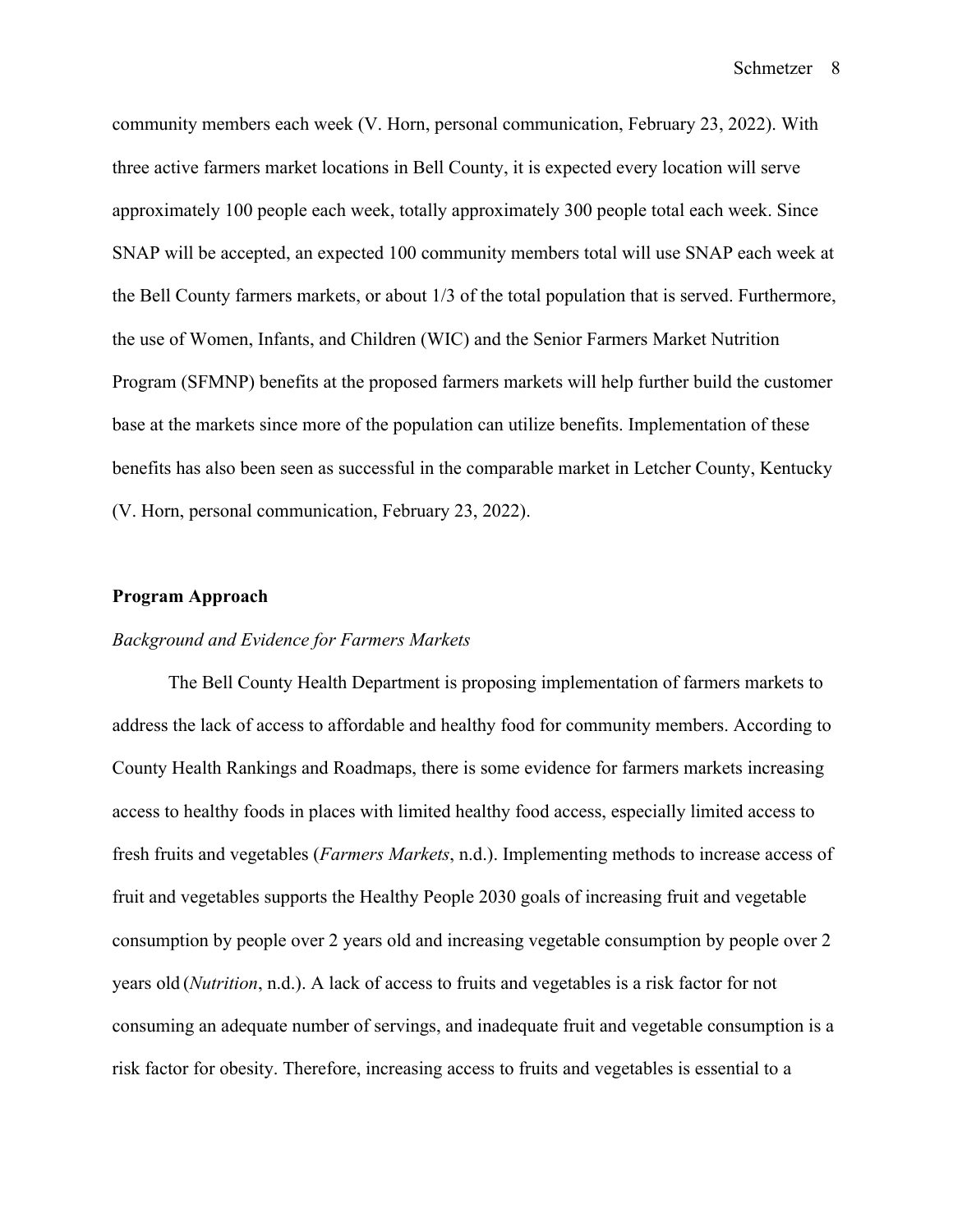community members each week (V. Horn, personal communication, February 23, 2022). With three active farmers market locations in Bell County, it is expected every location will serve approximately 100 people each week, totally approximately 300 people total each week. Since SNAP will be accepted, an expected 100 community members total will use SNAP each week at the Bell County farmers markets, or about 1/3 of the total population that is served. Furthermore, the use of Women, Infants, and Children (WIC) and the Senior Farmers Market Nutrition Program (SFMNP) benefits at the proposed farmers markets will help further build the customer base at the markets since more of the population can utilize benefits. Implementation of these benefits has also been seen as successful in the comparable market in Letcher County, Kentucky (V. Horn, personal communication, February 23, 2022).

## Program Approach

### *Background and Evidence for Farmers Markets*

The Bell County Health Department is proposing implementation of farmers markets to address the lack of access to affordable and healthy food for community members. According to County Health Rankings and Roadmaps, there is some evidence for farmers markets increasing access to healthy foods in places with limited healthy food access, especially limited access to fresh fruits and vegetables (*Farmers Markets*, n.d.). Implementing methods to increase access of fruit and vegetables supports the Healthy People 2030 goals of increasing fruit and vegetable consumption by people over 2 years old and increasing vegetable consumption by people over 2 years old (*Nutrition*, n.d.). A lack of access to fruits and vegetables is a risk factor for not consuming an adequate number of servings, and inadequate fruit and vegetable consumption is a risk factor for obesity. Therefore, increasing access to fruits and vegetables is essential to a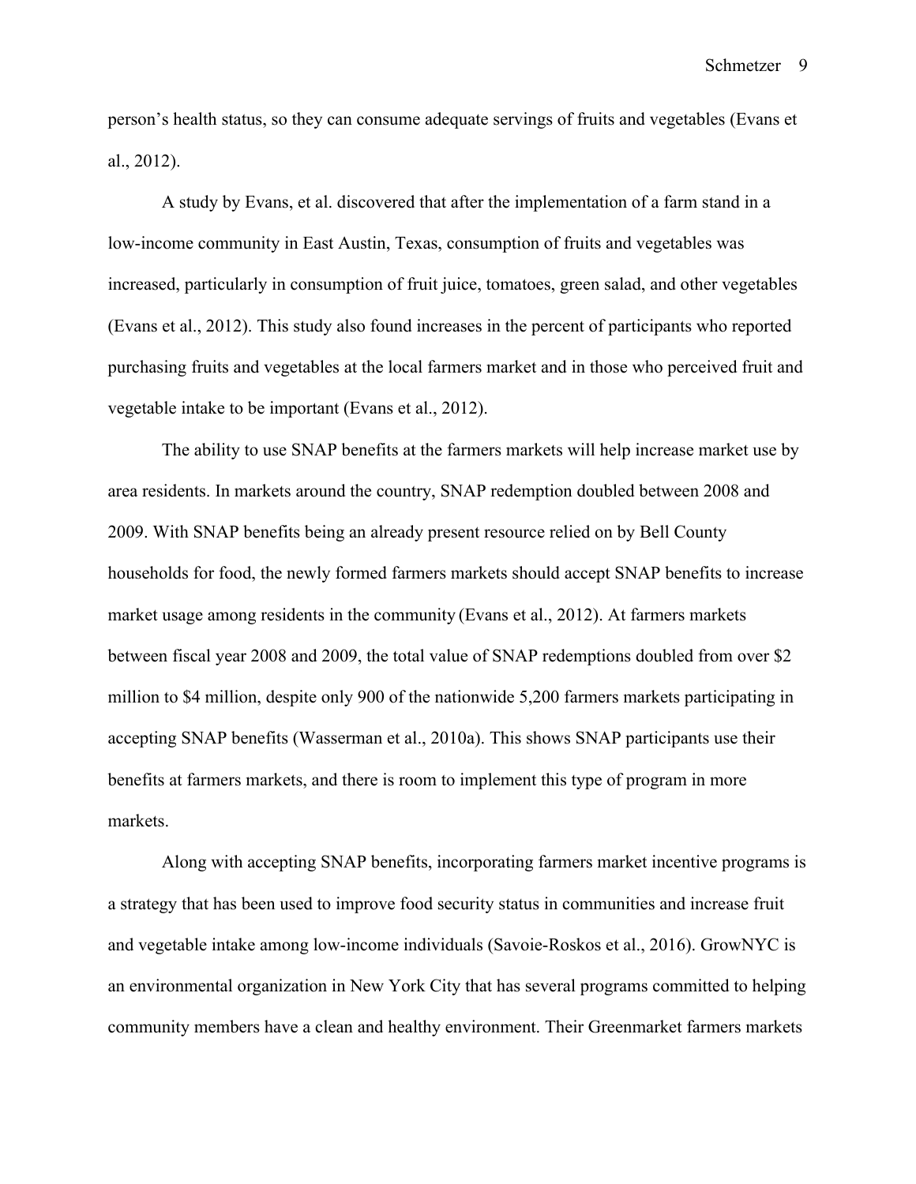person's health status, so they can consume adequate servings of fruits and vegetables (Evans et al., 2012).

A study by Evans, et al. discovered that after the implementation of a farm stand in a low-income community in East Austin, Texas, consumption of fruits and vegetables was increased, particularly in consumption of fruit juice, tomatoes, green salad, and other vegetables (Evans et al., 2012). This study also found increases in the percent of participants who reported purchasing fruits and vegetables at the local farmers market and in those who perceived fruit and vegetable intake to be important (Evans et al., 2012).

The ability to use SNAP benefits at the farmers markets will help increase market use by area residents. In markets around the country, SNAP redemption doubled between 2008 and 2009. With SNAP benefits being an already present resource relied on by Bell County households for food, the newly formed farmers markets should accept SNAP benefits to increase market usage among residents in the community (Evans et al., 2012). At farmers markets between fiscal year 2008 and 2009, the total value of SNAP redemptions doubled from over $2 million to $4 million, despite only 900 of the nationwide 5,200 farmers markets participating in accepting SNAP benefits (Wasserman et al., 2010a). This shows SNAP participants use their benefits at farmers markets, and there is room to implement this type of program in more markets.

Along with accepting SNAP benefits, incorporating farmers market incentive programs is a strategy that has been used to improve food security status in communities and increase fruit and vegetable intake among low-income individuals (Savoie-Roskos et al., 2016). GrowNYC is an environmental organization in New York City that has several programs committed to helping community members have a clean and healthy environment. Their Greenmarket farmers markets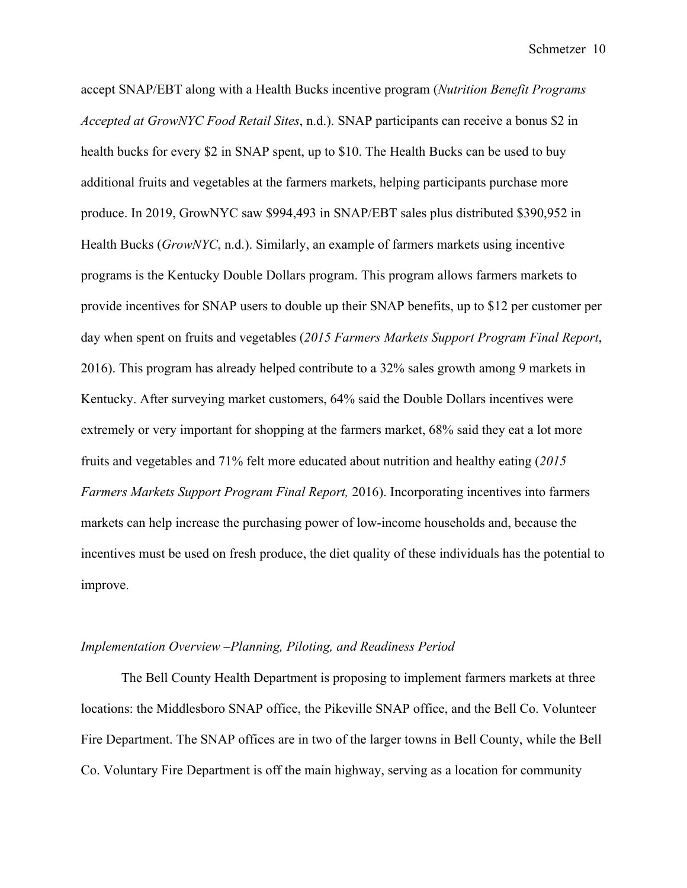accept SNAP/EBT along with a Health Bucks incentive program (*Nutrition Benefit Programs Accepted at GrowNYC Food Retail Sites*, n.d.). SNAP participants can receive a bonus $2 in health bucks for every $2 in SNAP spent, up to $10. The Health Bucks can be used to buy additional fruits and vegetables at the farmers markets, helping participants purchase more produce. In 2019, GrowNYC saw $994,493 in SNAP/EBT sales plus distributed $390,952 in Health Bucks (*GrowNYC*, n.d.). Similarly, an example of farmers markets using incentive programs is the Kentucky Double Dollars program. This program allows farmers markets to provide incentives for SNAP users to double up their SNAP benefits, up to $12 per customer per day when spent on fruits and vegetables (*2015 Farmers Markets Support Program Final Report*, 2016). This program has already helped contribute to a 32% sales growth among 9 markets in Kentucky. After surveying market customers, 64% said the Double Dollars incentives were extremely or very important for shopping at the farmers market, 68% said they eat a lot more fruits and vegetables and 71% felt more educated about nutrition and healthy eating (*2015 Farmers Markets Support Program Final Report,* 2016). Incorporating incentives into farmers markets can help increase the purchasing power of low-income households and, because the incentives must be used on fresh produce, the diet quality of these individuals has the potential to improve.

*Implementation Overview –Planning, Piloting, and Readiness Period*

The Bell County Health Department is proposing to implement farmers markets at three locations: the Middlesboro SNAP office, the Pikeville SNAP office, and the Bell Co. Volunteer Fire Department. The SNAP offices are in two of the larger towns in Bell County, while the Bell Co. Voluntary Fire Department is off the main highway, serving as a location for community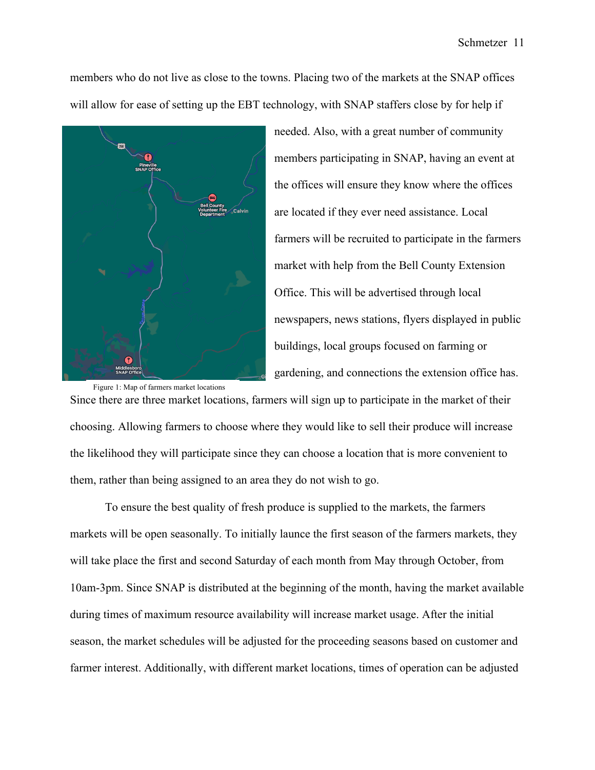members who do not live as close to the towns. Placing two of the markets at the SNAP offices will allow for ease of setting up the EBT technology, with SNAP staffers close by for help if needed. Also, with a great number of community members participating in SNAP, having an event at the offices will ensure they know where the offices are located if they ever need assistance. Local farmers will be recruited to participate in the farmers market with help from the Bell County Extension Office. This will be advertised through local newspapers, news stations, flyers displayed in public buildings, local groups focused on farming or gardening, and connections the extension office has.

Figure 1: Map of farmers market locations

Since there are three market locations, farmers will sign up to participate in the market of their choosing. Allowing farmers to choose where they would like to sell their produce will increase the likelihood they will participate since they can choose a location that is more convenient to them, rather than being assigned to an area they do not wish to go.

To ensure the best quality of fresh produce is supplied to the markets, the farmers markets will be open seasonally. To initially launce the first season of the farmers markets, they will take place the first and second Saturday of each month from May through October, from 10am-3pm. Since SNAP is distributed at the beginning of the month, having the market available during times of maximum resource availability will increase market usage. After the initial season, the market schedules will be adjusted for the proceeding seasons based on customer and farmer interest. Additionally, with different market locations, times of operation can be adjusted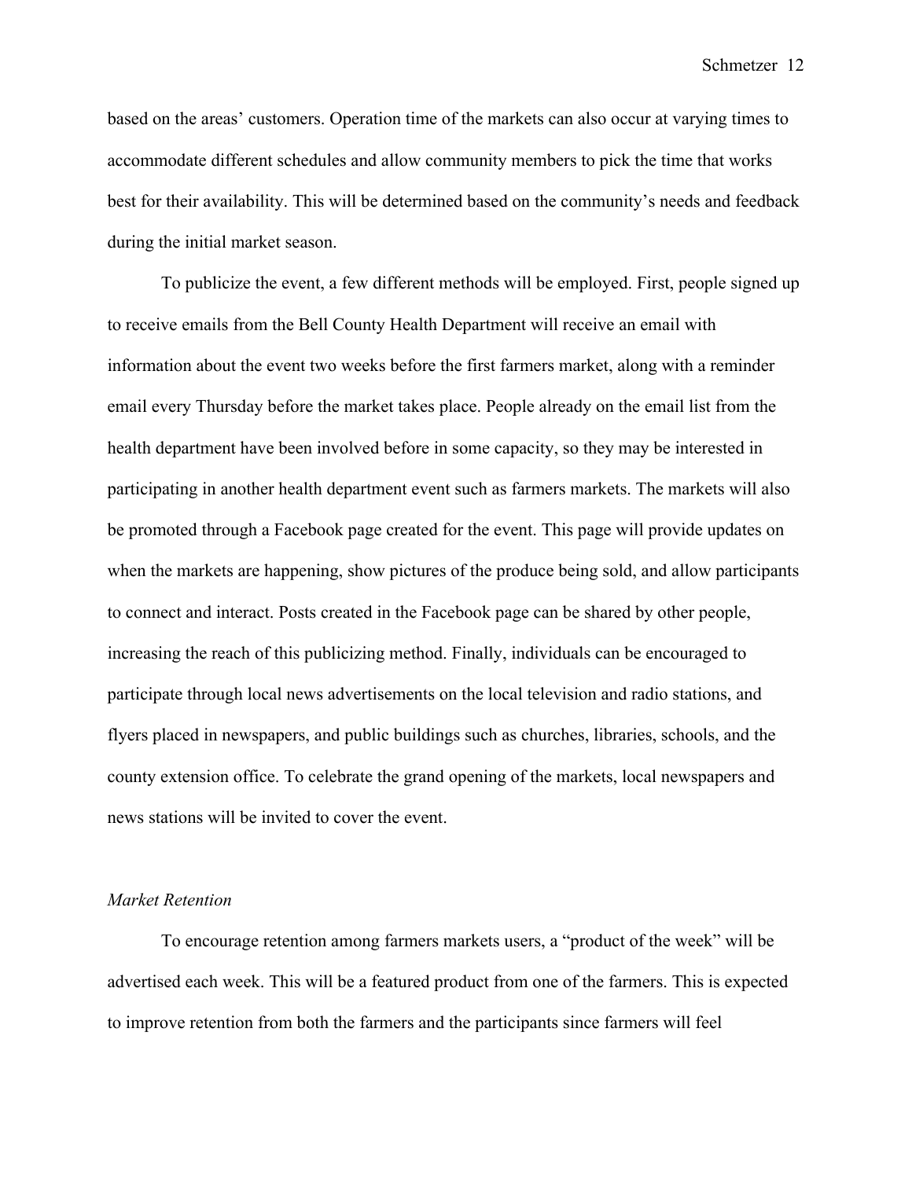based on the areas' customers. Operation time of the markets can also occur at varying times to accommodate different schedules and allow community members to pick the time that works best for their availability. This will be determined based on the community's needs and feedback during the initial market season.

To publicize the event, a few different methods will be employed. First, people signed up to receive emails from the Bell County Health Department will receive an email with information about the event two weeks before the first farmers market, along with a reminder email every Thursday before the market takes place. People already on the email list from the health department have been involved before in some capacity, so they may be interested in participating in another health department event such as farmers markets. The markets will also be promoted through a Facebook page created for the event. This page will provide updates on when the markets are happening, show pictures of the produce being sold, and allow participants to connect and interact. Posts created in the Facebook page can be shared by other people, increasing the reach of this publicizing method. Finally, individuals can be encouraged to participate through local news advertisements on the local television and radio stations, and flyers placed in newspapers, and public buildings such as churches, libraries, schools, and the county extension office. To celebrate the grand opening of the markets, local newspapers and news stations will be invited to cover the event.

*Market Retention*

To encourage retention among farmers markets users, a "product of the week" will be advertised each week. This will be a featured product from one of the farmers. This is expected to improve retention from both the farmers and the participants since farmers will feel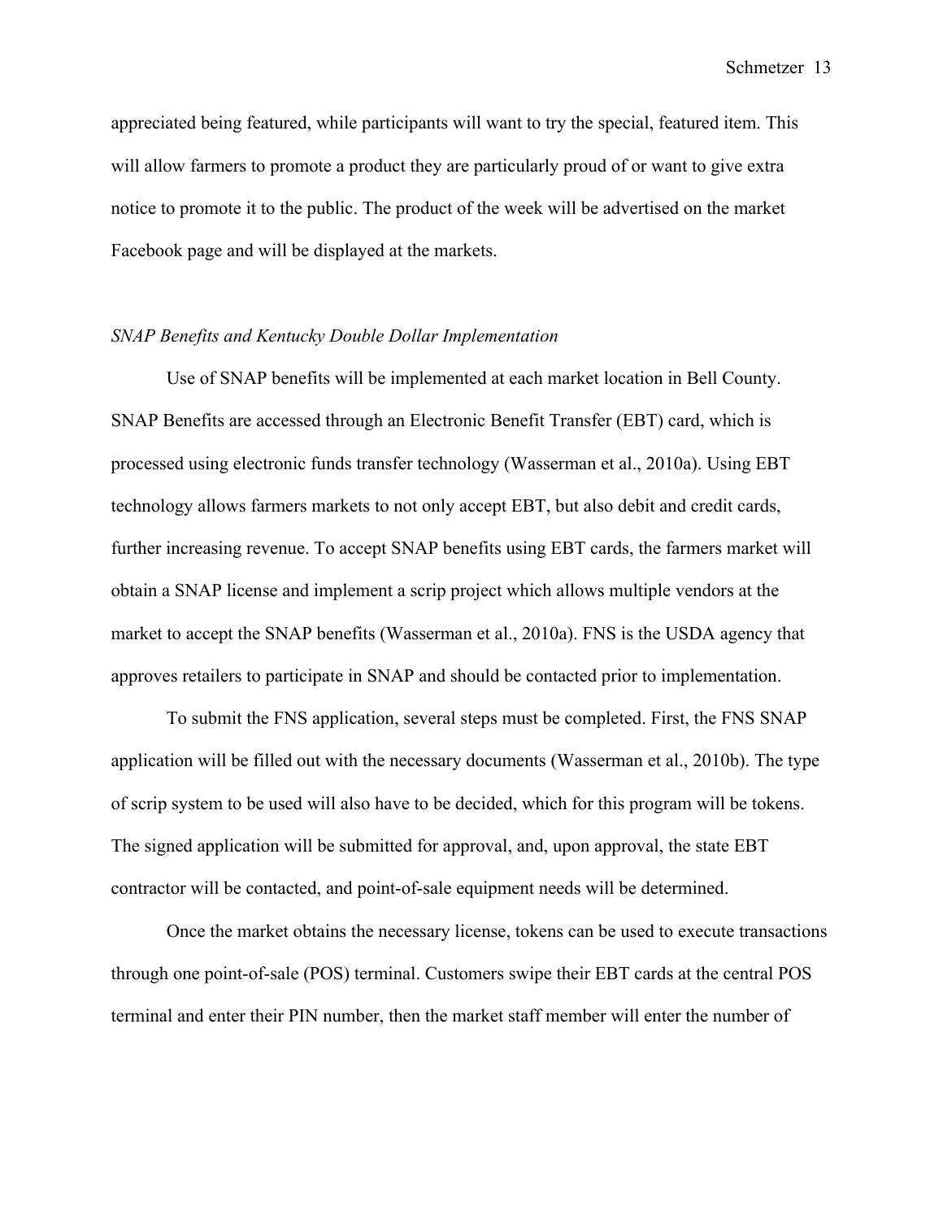appreciated being featured, while participants will want to try the special, featured item. This will allow farmers to promote a product they are particularly proud of or want to give extra notice to promote it to the public. The product of the week will be advertised on the market Facebook page and will be displayed at the markets.

*SNAP Benefits and Kentucky Double Dollar Implementation*

Use of SNAP benefits will be implemented at each market location in Bell County. SNAP Benefits are accessed through an Electronic Benefit Transfer (EBT) card, which is processed using electronic funds transfer technology (Wasserman et al., 2010a). Using EBT technology allows farmers markets to not only accept EBT, but also debit and credit cards, further increasing revenue. To accept SNAP benefits using EBT cards, the farmers market will obtain a SNAP license and implement a scrip project which allows multiple vendors at the market to accept the SNAP benefits (Wasserman et al., 2010a). FNS is the USDA agency that approves retailers to participate in SNAP and should be contacted prior to implementation.

To submit the FNS application, several steps must be completed. First, the FNS SNAP application will be filled out with the necessary documents (Wasserman et al., 2010b). The type of scrip system to be used will also have to be decided, which for this program will be tokens. The signed application will be submitted for approval, and, upon approval, the state EBT contractor will be contacted, and point-of-sale equipment needs will be determined.

Once the market obtains the necessary license, tokens can be used to execute transactions through one point-of-sale (POS) terminal. Customers swipe their EBT cards at the central POS terminal and enter their PIN number, then the market staff member will enter the number of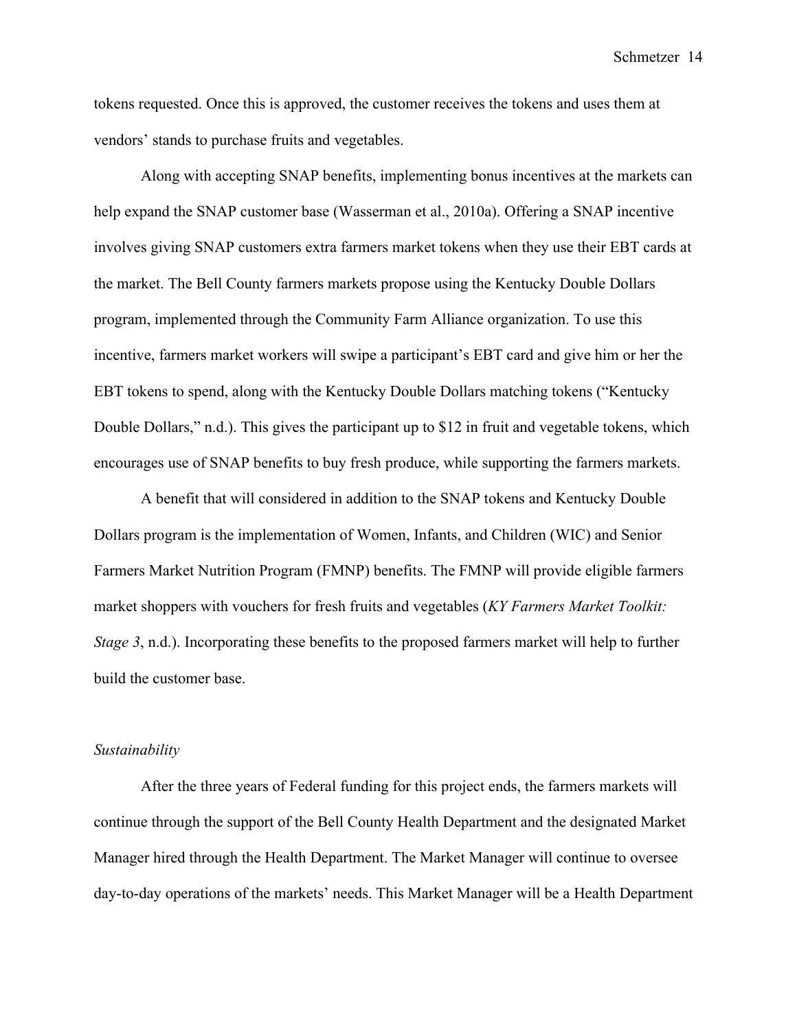tokens requested. Once this is approved, the customer receives the tokens and uses them at vendors' stands to purchase fruits and vegetables.

Along with accepting SNAP benefits, implementing bonus incentives at the markets can help expand the SNAP customer base (Wasserman et al., 2010a). Offering a SNAP incentive involves giving SNAP customers extra farmers market tokens when they use their EBT cards at the market. The Bell County farmers markets propose using the Kentucky Double Dollars program, implemented through the Community Farm Alliance organization. To use this incentive, farmers market workers will swipe a participant's EBT card and give him or her the EBT tokens to spend, along with the Kentucky Double Dollars matching tokens ("Kentucky Double Dollars," n.d.). This gives the participant up to $12 in fruit and vegetable tokens, which encourages use of SNAP benefits to buy fresh produce, while supporting the farmers markets.

A benefit that will considered in addition to the SNAP tokens and Kentucky Double Dollars program is the implementation of Women, Infants, and Children (WIC) and Senior Farmers Market Nutrition Program (FMNP) benefits. The FMNP will provide eligible farmers market shoppers with vouchers for fresh fruits and vegetables (*KY Farmers Market Toolkit: Stage 3*, n.d.). Incorporating these benefits to the proposed farmers market will help to further build the customer base.

*Sustainability*

After the three years of Federal funding for this project ends, the farmers markets will continue through the support of the Bell County Health Department and the designated Market Manager hired through the Health Department. The Market Manager will continue to oversee day-to-day operations of the markets' needs. This Market Manager will be a Health Department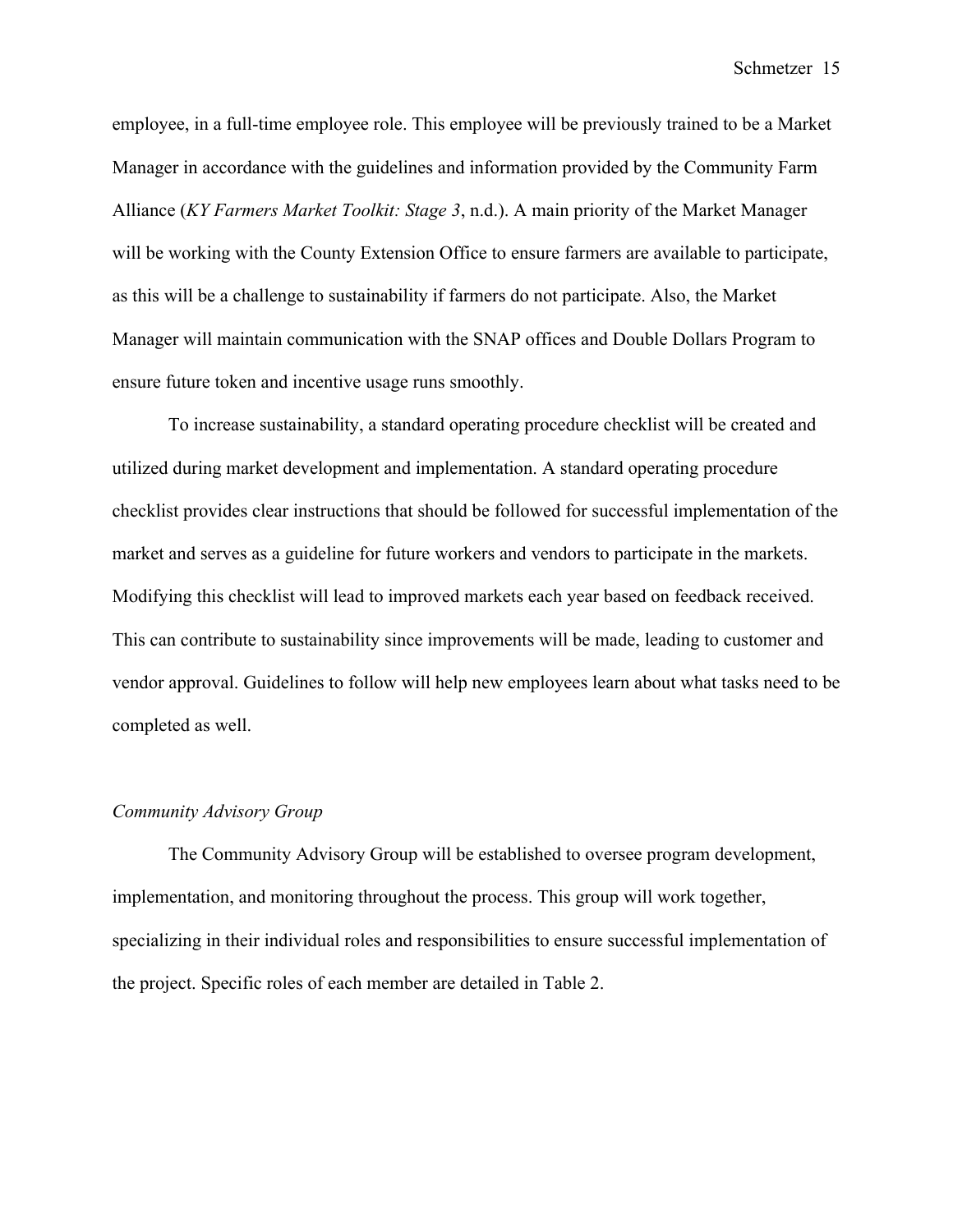employee, in a full-time employee role. This employee will be previously trained to be a Market Manager in accordance with the guidelines and information provided by the Community Farm Alliance (*KY Farmers Market Toolkit: Stage 3*, n.d.). A main priority of the Market Manager will be working with the County Extension Office to ensure farmers are available to participate, as this will be a challenge to sustainability if farmers do not participate. Also, the Market Manager will maintain communication with the SNAP offices and Double Dollars Program to ensure future token and incentive usage runs smoothly.

To increase sustainability, a standard operating procedure checklist will be created and utilized during market development and implementation. A standard operating procedure checklist provides clear instructions that should be followed for successful implementation of the market and serves as a guideline for future workers and vendors to participate in the markets. Modifying this checklist will lead to improved markets each year based on feedback received. This can contribute to sustainability since improvements will be made, leading to customer and vendor approval. Guidelines to follow will help new employees learn about what tasks need to be completed as well.

*Community Advisory Group*

The Community Advisory Group will be established to oversee program development, implementation, and monitoring throughout the process. This group will work together, specializing in their individual roles and responsibilities to ensure successful implementation of the project. Specific roles of each member are detailed in Table 2.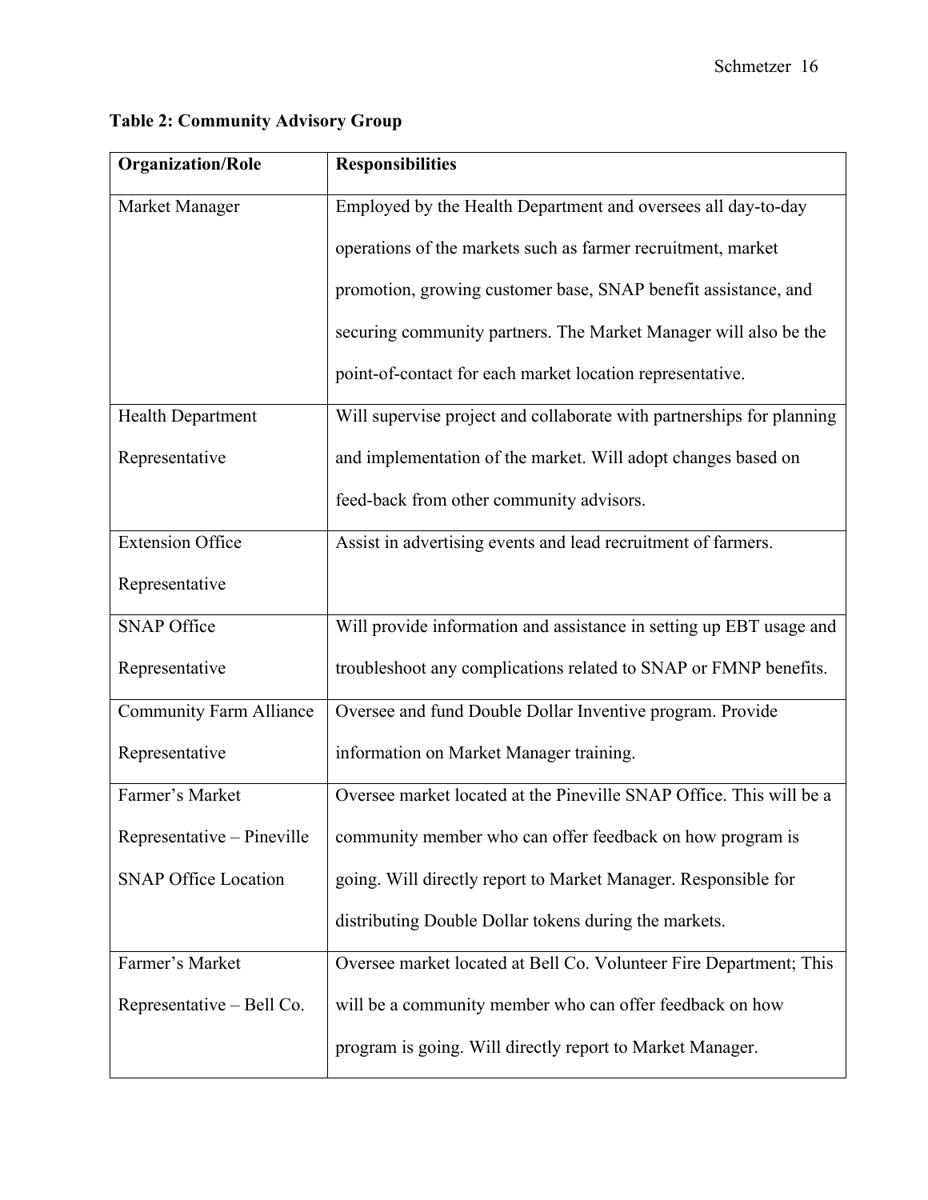**Table 2: Community Advisory Group**

| Organization/Role | Responsibilities |
| --- | --- |
| Market Manager | Employed by the Health Department and oversees all day-to-day operations of the markets such as farmer recruitment, market promotion, growing customer base, SNAP benefit assistance, and securing community partners. The Market Manager will also be the point-of-contact for each market location representative. |
| Health Department Representative | Will supervise project and collaborate with partnerships for planning and implementation of the market. Will adopt changes based on feed-back from other community advisors. |
| Extension Office Representative | Assist in advertising events and lead recruitment of farmers. |
| SNAP Office Representative | Will provide information and assistance in setting up EBT usage and troubleshoot any complications related to SNAP or FMNP benefits. |
| Community Farm Alliance Representative | Oversee and fund Double Dollar Inventive program. Provide information on Market Manager training. |
| Farmer's Market Representative – Pineville SNAP Office Location | Oversee market located at the Pineville SNAP Office. This will be a community member who can offer feedback on how program is going. Will directly report to Market Manager. Responsible for distributing Double Dollar tokens during the markets. |
| Farmer's Market Representative – Bell Co. | Oversee market located at Bell Co. Volunteer Fire Department; This will be a community member who can offer feedback on how program is going. Will directly report to Market Manager. |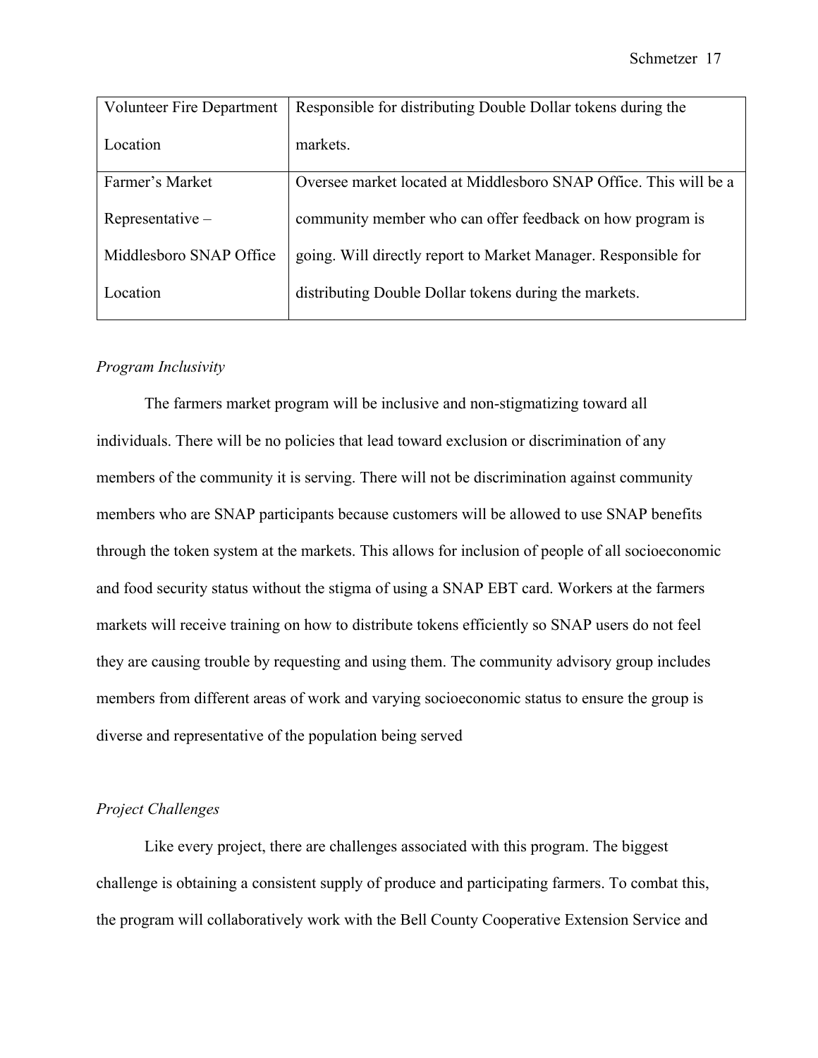| | |
|---|---|
| Volunteer Fire Department Location | Responsible for distributing Double Dollar tokens during the markets. |
| Farmer's Market Representative – Middlesboro SNAP Office Location | Oversee market located at Middlesboro SNAP Office. This will be a community member who can offer feedback on how program is going. Will directly report to Market Manager. Responsible for distributing Double Dollar tokens during the markets. |

*Program Inclusivity*

The farmers market program will be inclusive and non-stigmatizing toward all individuals. There will be no policies that lead toward exclusion or discrimination of any members of the community it is serving. There will not be discrimination against community members who are SNAP participants because customers will be allowed to use SNAP benefits through the token system at the markets. This allows for inclusion of people of all socioeconomic and food security status without the stigma of using a SNAP EBT card. Workers at the farmers markets will receive training on how to distribute tokens efficiently so SNAP users do not feel they are causing trouble by requesting and using them. The community advisory group includes members from different areas of work and varying socioeconomic status to ensure the group is diverse and representative of the population being served

*Project Challenges*

Like every project, there are challenges associated with this program. The biggest challenge is obtaining a consistent supply of produce and participating farmers. To combat this, the program will collaboratively work with the Bell County Cooperative Extension Service and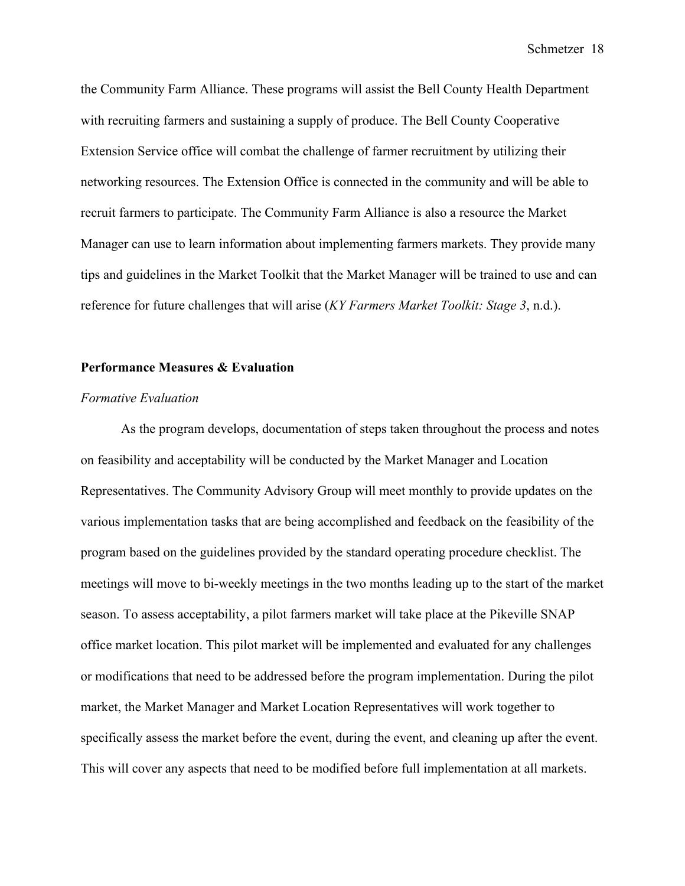the Community Farm Alliance. These programs will assist the Bell County Health Department with recruiting farmers and sustaining a supply of produce. The Bell County Cooperative Extension Service office will combat the challenge of farmer recruitment by utilizing their networking resources. The Extension Office is connected in the community and will be able to recruit farmers to participate. The Community Farm Alliance is also a resource the Market Manager can use to learn information about implementing farmers markets. They provide many tips and guidelines in the Market Toolkit that the Market Manager will be trained to use and can reference for future challenges that will arise (*KY Farmers Market Toolkit: Stage 3*, n.d.).

## Performance Measures & Evaluation

### *Formative Evaluation*

As the program develops, documentation of steps taken throughout the process and notes on feasibility and acceptability will be conducted by the Market Manager and Location Representatives. The Community Advisory Group will meet monthly to provide updates on the various implementation tasks that are being accomplished and feedback on the feasibility of the program based on the guidelines provided by the standard operating procedure checklist. The meetings will move to bi-weekly meetings in the two months leading up to the start of the market season. To assess acceptability, a pilot farmers market will take place at the Pikeville SNAP office market location. This pilot market will be implemented and evaluated for any challenges or modifications that need to be addressed before the program implementation. During the pilot market, the Market Manager and Market Location Representatives will work together to specifically assess the market before the event, during the event, and cleaning up after the event. This will cover any aspects that need to be modified before full implementation at all markets.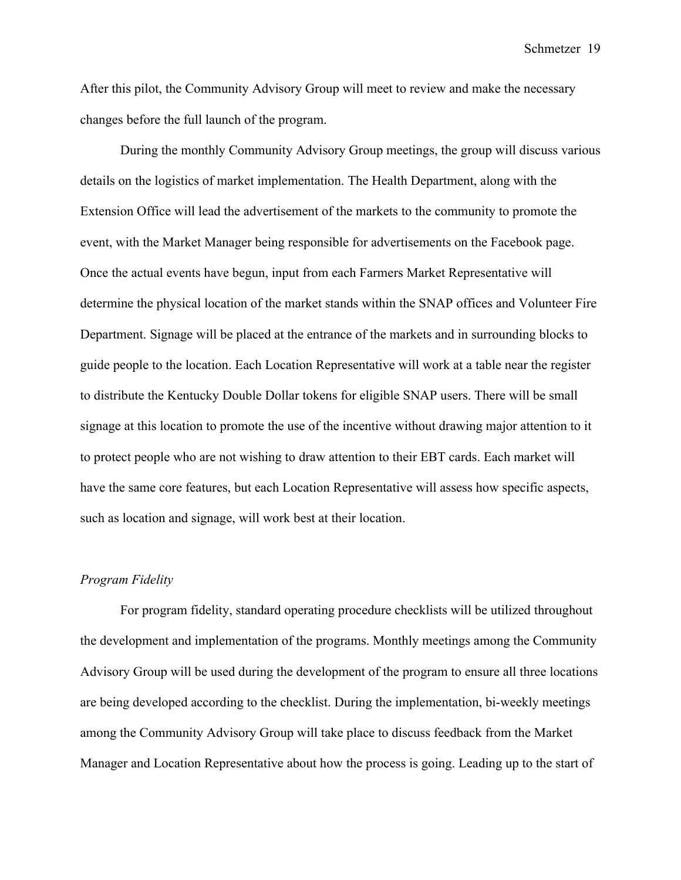After this pilot, the Community Advisory Group will meet to review and make the necessary changes before the full launch of the program.

During the monthly Community Advisory Group meetings, the group will discuss various details on the logistics of market implementation. The Health Department, along with the Extension Office will lead the advertisement of the markets to the community to promote the event, with the Market Manager being responsible for advertisements on the Facebook page. Once the actual events have begun, input from each Farmers Market Representative will determine the physical location of the market stands within the SNAP offices and Volunteer Fire Department. Signage will be placed at the entrance of the markets and in surrounding blocks to guide people to the location. Each Location Representative will work at a table near the register to distribute the Kentucky Double Dollar tokens for eligible SNAP users. There will be small signage at this location to promote the use of the incentive without drawing major attention to it to protect people who are not wishing to draw attention to their EBT cards. Each market will have the same core features, but each Location Representative will assess how specific aspects, such as location and signage, will work best at their location.

*Program Fidelity*

For program fidelity, standard operating procedure checklists will be utilized throughout the development and implementation of the programs. Monthly meetings among the Community Advisory Group will be used during the development of the program to ensure all three locations are being developed according to the checklist. During the implementation, bi-weekly meetings among the Community Advisory Group will take place to discuss feedback from the Market Manager and Location Representative about how the process is going. Leading up to the start of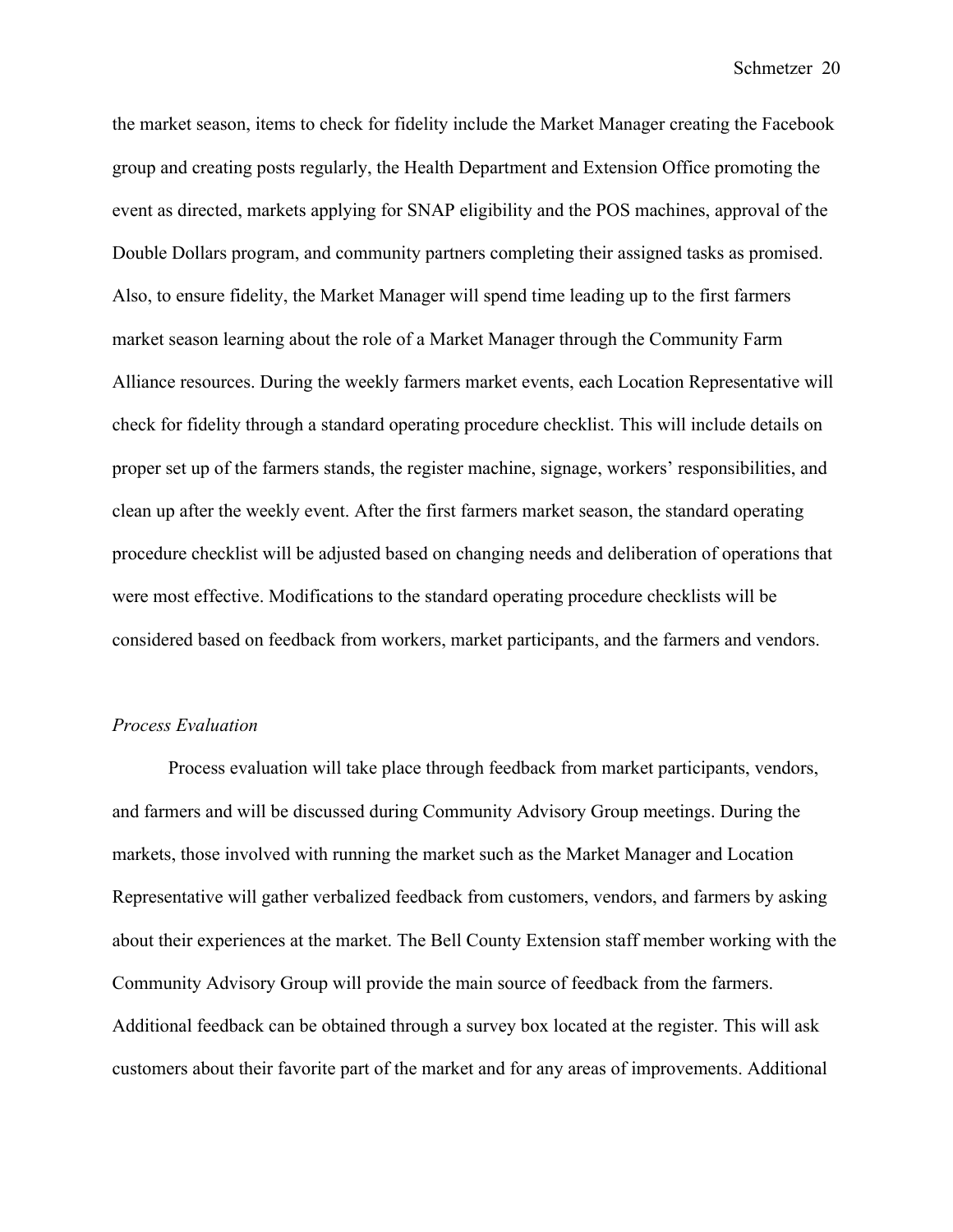the market season, items to check for fidelity include the Market Manager creating the Facebook group and creating posts regularly, the Health Department and Extension Office promoting the event as directed, markets applying for SNAP eligibility and the POS machines, approval of the Double Dollars program, and community partners completing their assigned tasks as promised. Also, to ensure fidelity, the Market Manager will spend time leading up to the first farmers market season learning about the role of a Market Manager through the Community Farm Alliance resources. During the weekly farmers market events, each Location Representative will check for fidelity through a standard operating procedure checklist. This will include details on proper set up of the farmers stands, the register machine, signage, workers' responsibilities, and clean up after the weekly event. After the first farmers market season, the standard operating procedure checklist will be adjusted based on changing needs and deliberation of operations that were most effective. Modifications to the standard operating procedure checklists will be considered based on feedback from workers, market participants, and the farmers and vendors.

*Process Evaluation*

Process evaluation will take place through feedback from market participants, vendors, and farmers and will be discussed during Community Advisory Group meetings. During the markets, those involved with running the market such as the Market Manager and Location Representative will gather verbalized feedback from customers, vendors, and farmers by asking about their experiences at the market. The Bell County Extension staff member working with the Community Advisory Group will provide the main source of feedback from the farmers. Additional feedback can be obtained through a survey box located at the register. This will ask customers about their favorite part of the market and for any areas of improvements. Additional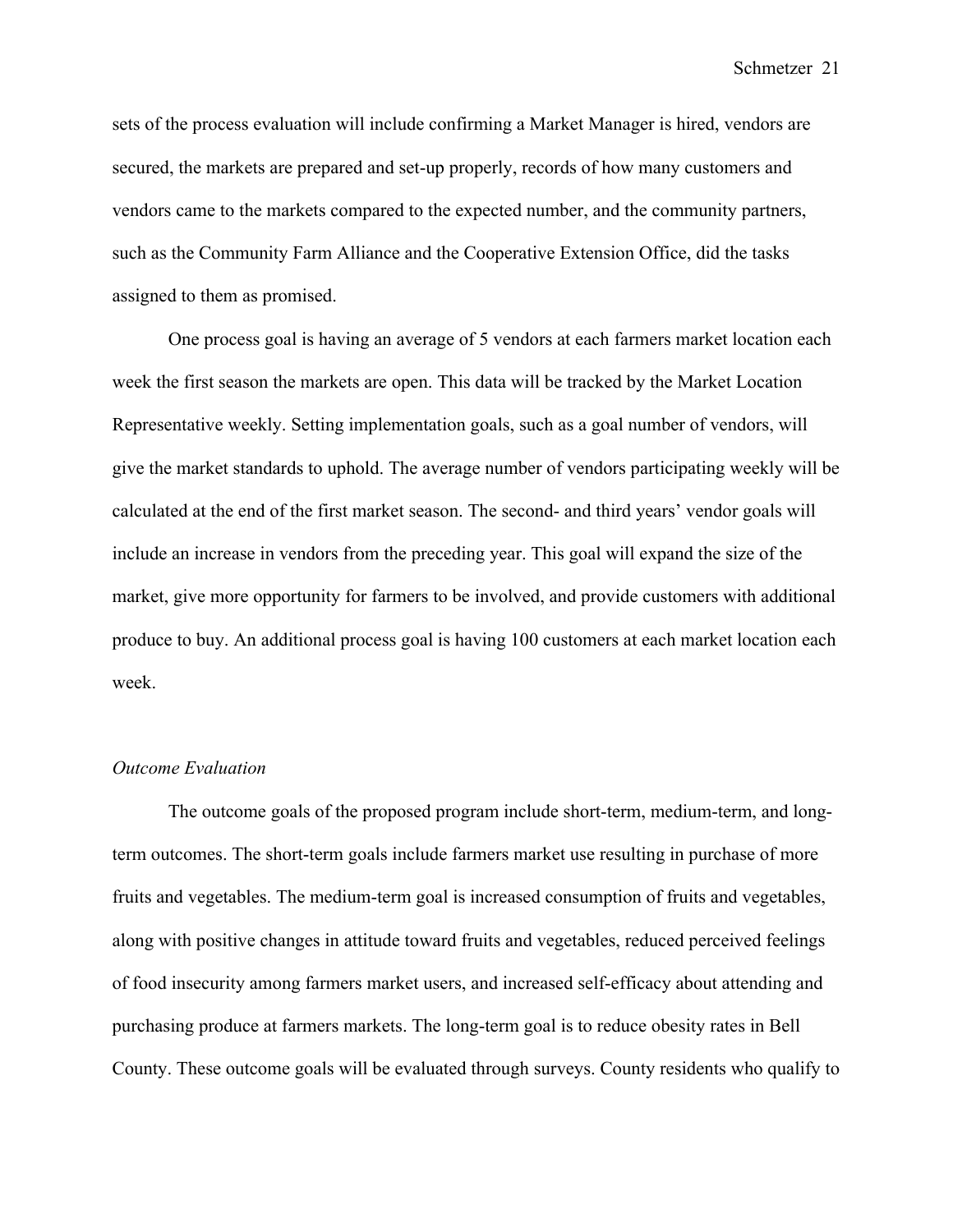sets of the process evaluation will include confirming a Market Manager is hired, vendors are secured, the markets are prepared and set-up properly, records of how many customers and vendors came to the markets compared to the expected number, and the community partners, such as the Community Farm Alliance and the Cooperative Extension Office, did the tasks assigned to them as promised.

One process goal is having an average of 5 vendors at each farmers market location each week the first season the markets are open. This data will be tracked by the Market Location Representative weekly. Setting implementation goals, such as a goal number of vendors, will give the market standards to uphold. The average number of vendors participating weekly will be calculated at the end of the first market season. The second- and third years' vendor goals will include an increase in vendors from the preceding year. This goal will expand the size of the market, give more opportunity for farmers to be involved, and provide customers with additional produce to buy. An additional process goal is having 100 customers at each market location each week.

*Outcome Evaluation*

The outcome goals of the proposed program include short-term, medium-term, and long-term outcomes. The short-term goals include farmers market use resulting in purchase of more fruits and vegetables. The medium-term goal is increased consumption of fruits and vegetables, along with positive changes in attitude toward fruits and vegetables, reduced perceived feelings of food insecurity among farmers market users, and increased self-efficacy about attending and purchasing produce at farmers markets. The long-term goal is to reduce obesity rates in Bell County. These outcome goals will be evaluated through surveys. County residents who qualify to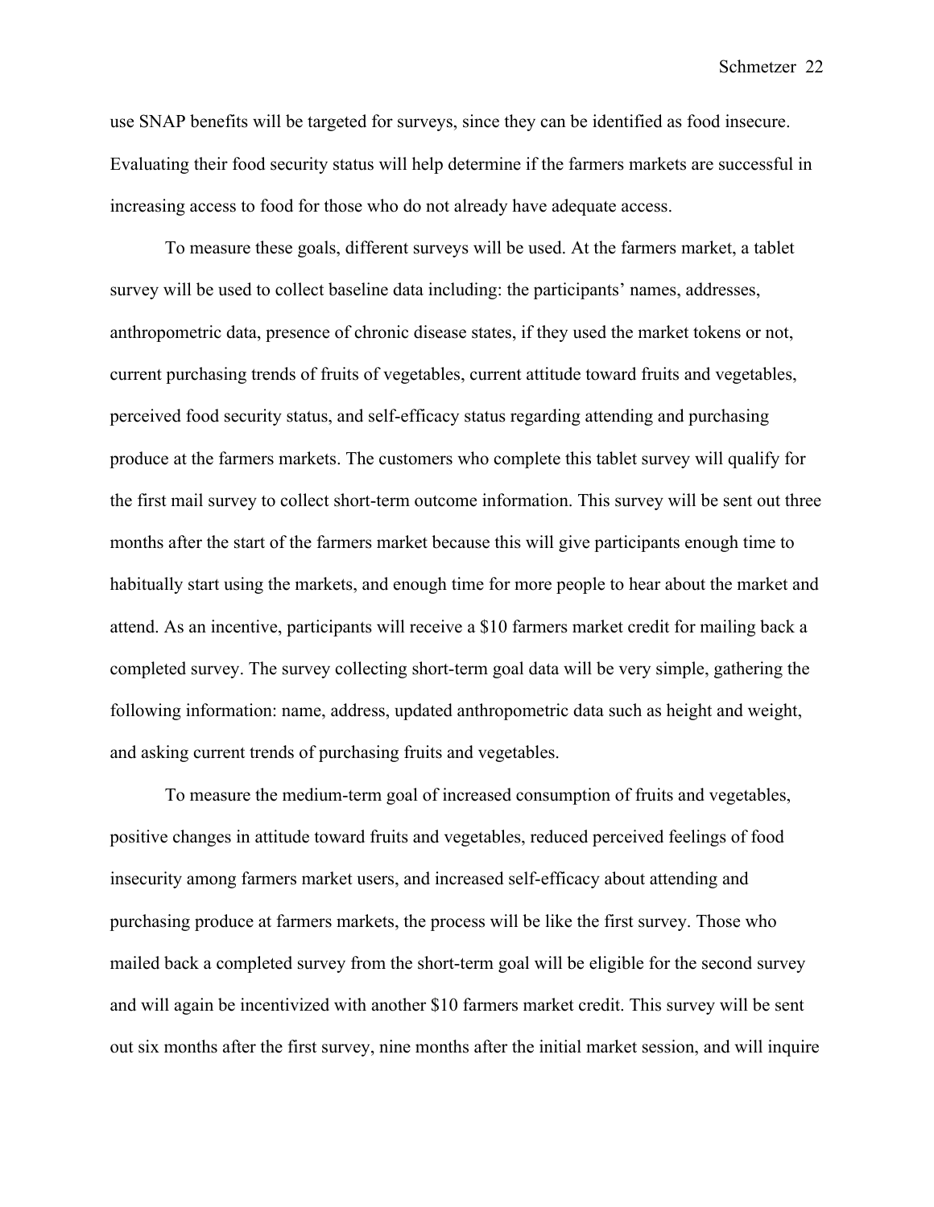use SNAP benefits will be targeted for surveys, since they can be identified as food insecure. Evaluating their food security status will help determine if the farmers markets are successful in increasing access to food for those who do not already have adequate access.

To measure these goals, different surveys will be used. At the farmers market, a tablet survey will be used to collect baseline data including: the participants' names, addresses, anthropometric data, presence of chronic disease states, if they used the market tokens or not, current purchasing trends of fruits of vegetables, current attitude toward fruits and vegetables, perceived food security status, and self-efficacy status regarding attending and purchasing produce at the farmers markets. The customers who complete this tablet survey will qualify for the first mail survey to collect short-term outcome information. This survey will be sent out three months after the start of the farmers market because this will give participants enough time to habitually start using the markets, and enough time for more people to hear about the market and attend. As an incentive, participants will receive a $10 farmers market credit for mailing back a completed survey. The survey collecting short-term goal data will be very simple, gathering the following information: name, address, updated anthropometric data such as height and weight, and asking current trends of purchasing fruits and vegetables.

To measure the medium-term goal of increased consumption of fruits and vegetables, positive changes in attitude toward fruits and vegetables, reduced perceived feelings of food insecurity among farmers market users, and increased self-efficacy about attending and purchasing produce at farmers markets, the process will be like the first survey. Those who mailed back a completed survey from the short-term goal will be eligible for the second survey and will again be incentivized with another $10 farmers market credit. This survey will be sent out six months after the first survey, nine months after the initial market session, and will inquire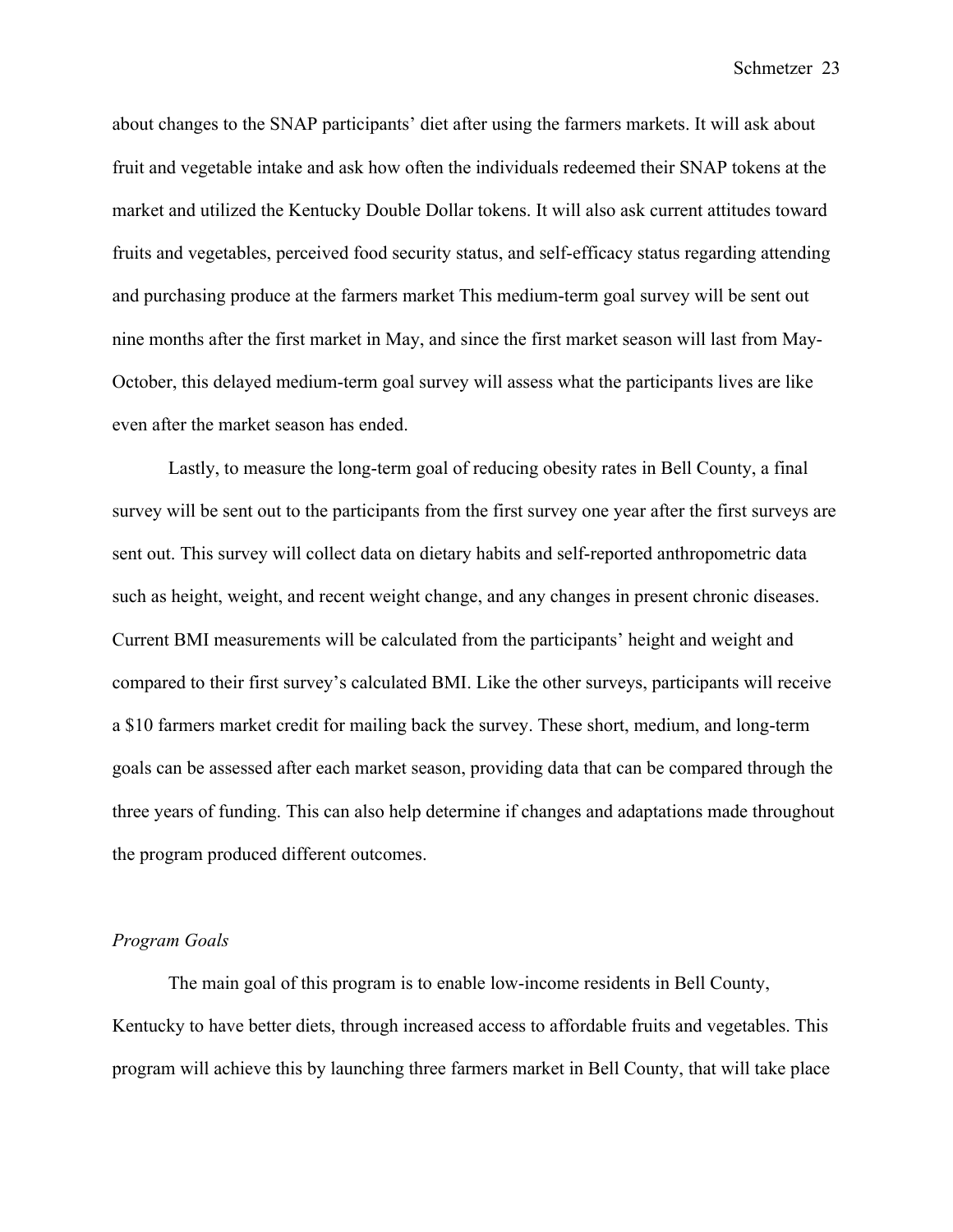about changes to the SNAP participants' diet after using the farmers markets. It will ask about fruit and vegetable intake and ask how often the individuals redeemed their SNAP tokens at the market and utilized the Kentucky Double Dollar tokens. It will also ask current attitudes toward fruits and vegetables, perceived food security status, and self-efficacy status regarding attending and purchasing produce at the farmers market This medium-term goal survey will be sent out nine months after the first market in May, and since the first market season will last from May-October, this delayed medium-term goal survey will assess what the participants lives are like even after the market season has ended.

Lastly, to measure the long-term goal of reducing obesity rates in Bell County, a final survey will be sent out to the participants from the first survey one year after the first surveys are sent out. This survey will collect data on dietary habits and self-reported anthropometric data such as height, weight, and recent weight change, and any changes in present chronic diseases. Current BMI measurements will be calculated from the participants' height and weight and compared to their first survey's calculated BMI. Like the other surveys, participants will receive a $10 farmers market credit for mailing back the survey. These short, medium, and long-term goals can be assessed after each market season, providing data that can be compared through the three years of funding. This can also help determine if changes and adaptations made throughout the program produced different outcomes.

*Program Goals*

The main goal of this program is to enable low-income residents in Bell County, Kentucky to have better diets, through increased access to affordable fruits and vegetables. This program will achieve this by launching three farmers market in Bell County, that will take place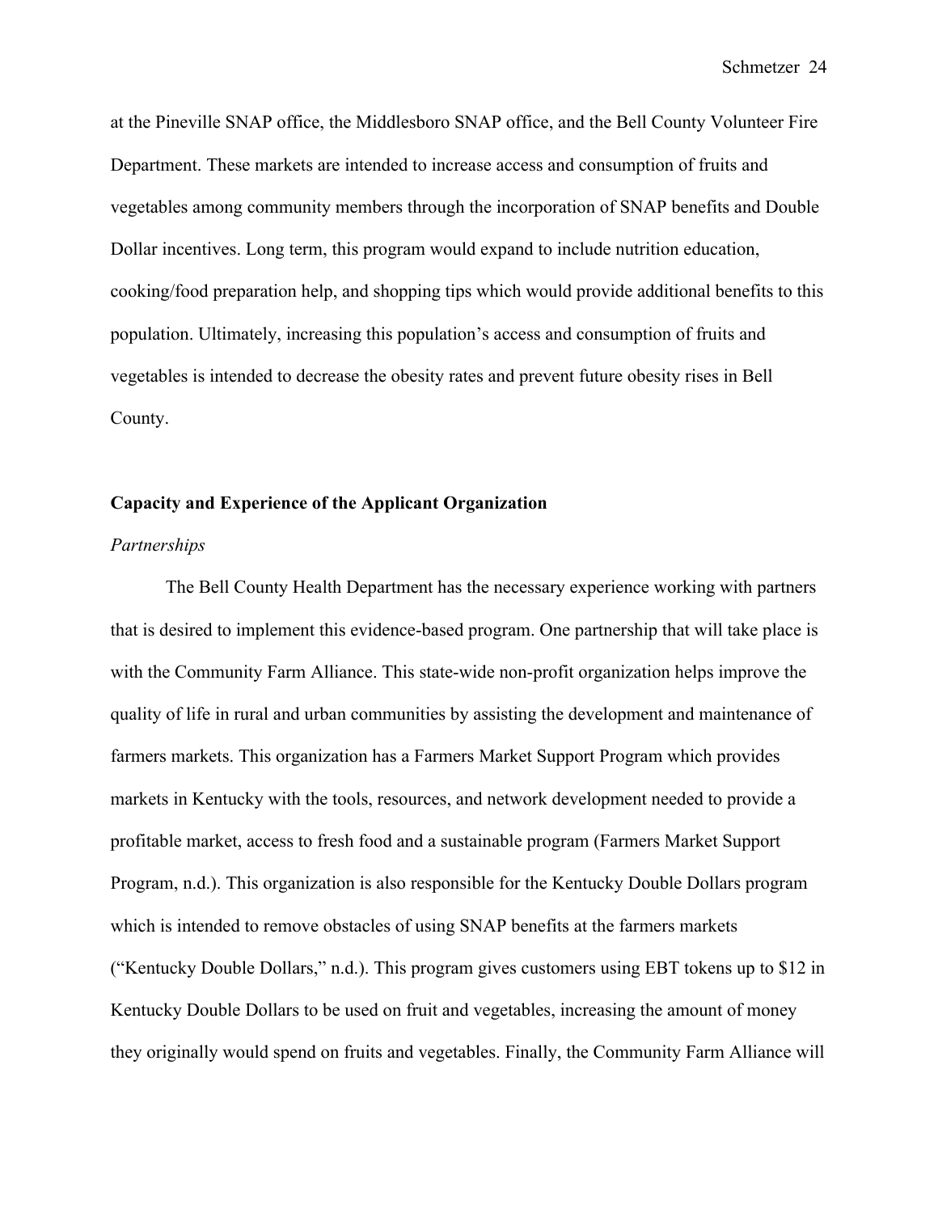at the Pineville SNAP office, the Middlesboro SNAP office, and the Bell County Volunteer Fire Department. These markets are intended to increase access and consumption of fruits and vegetables among community members through the incorporation of SNAP benefits and Double Dollar incentives. Long term, this program would expand to include nutrition education, cooking/food preparation help, and shopping tips which would provide additional benefits to this population. Ultimately, increasing this population's access and consumption of fruits and vegetables is intended to decrease the obesity rates and prevent future obesity rises in Bell County.

## Capacity and Experience of the Applicant Organization

### *Partnerships*

The Bell County Health Department has the necessary experience working with partners that is desired to implement this evidence-based program. One partnership that will take place is with the Community Farm Alliance. This state-wide non-profit organization helps improve the quality of life in rural and urban communities by assisting the development and maintenance of farmers markets. This organization has a Farmers Market Support Program which provides markets in Kentucky with the tools, resources, and network development needed to provide a profitable market, access to fresh food and a sustainable program (Farmers Market Support Program, n.d.). This organization is also responsible for the Kentucky Double Dollars program which is intended to remove obstacles of using SNAP benefits at the farmers markets ("Kentucky Double Dollars," n.d.). This program gives customers using EBT tokens up to $12 in Kentucky Double Dollars to be used on fruit and vegetables, increasing the amount of money they originally would spend on fruits and vegetables. Finally, the Community Farm Alliance will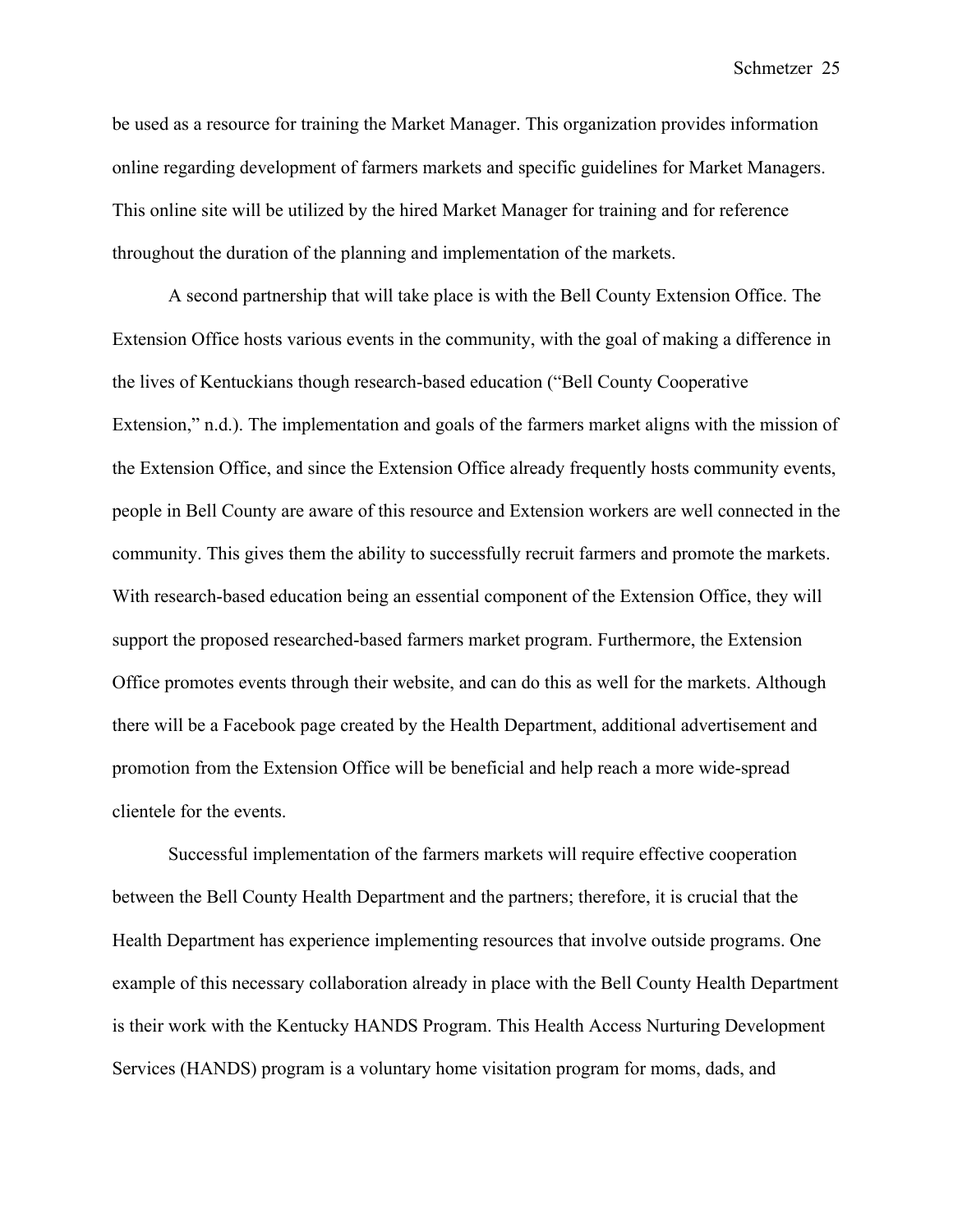be used as a resource for training the Market Manager. This organization provides information online regarding development of farmers markets and specific guidelines for Market Managers. This online site will be utilized by the hired Market Manager for training and for reference throughout the duration of the planning and implementation of the markets.

A second partnership that will take place is with the Bell County Extension Office. The Extension Office hosts various events in the community, with the goal of making a difference in the lives of Kentuckians though research-based education ("Bell County Cooperative Extension," n.d.). The implementation and goals of the farmers market aligns with the mission of the Extension Office, and since the Extension Office already frequently hosts community events, people in Bell County are aware of this resource and Extension workers are well connected in the community. This gives them the ability to successfully recruit farmers and promote the markets. With research-based education being an essential component of the Extension Office, they will support the proposed researched-based farmers market program. Furthermore, the Extension Office promotes events through their website, and can do this as well for the markets. Although there will be a Facebook page created by the Health Department, additional advertisement and promotion from the Extension Office will be beneficial and help reach a more wide-spread clientele for the events.

Successful implementation of the farmers markets will require effective cooperation between the Bell County Health Department and the partners; therefore, it is crucial that the Health Department has experience implementing resources that involve outside programs. One example of this necessary collaboration already in place with the Bell County Health Department is their work with the Kentucky HANDS Program. This Health Access Nurturing Development Services (HANDS) program is a voluntary home visitation program for moms, dads, and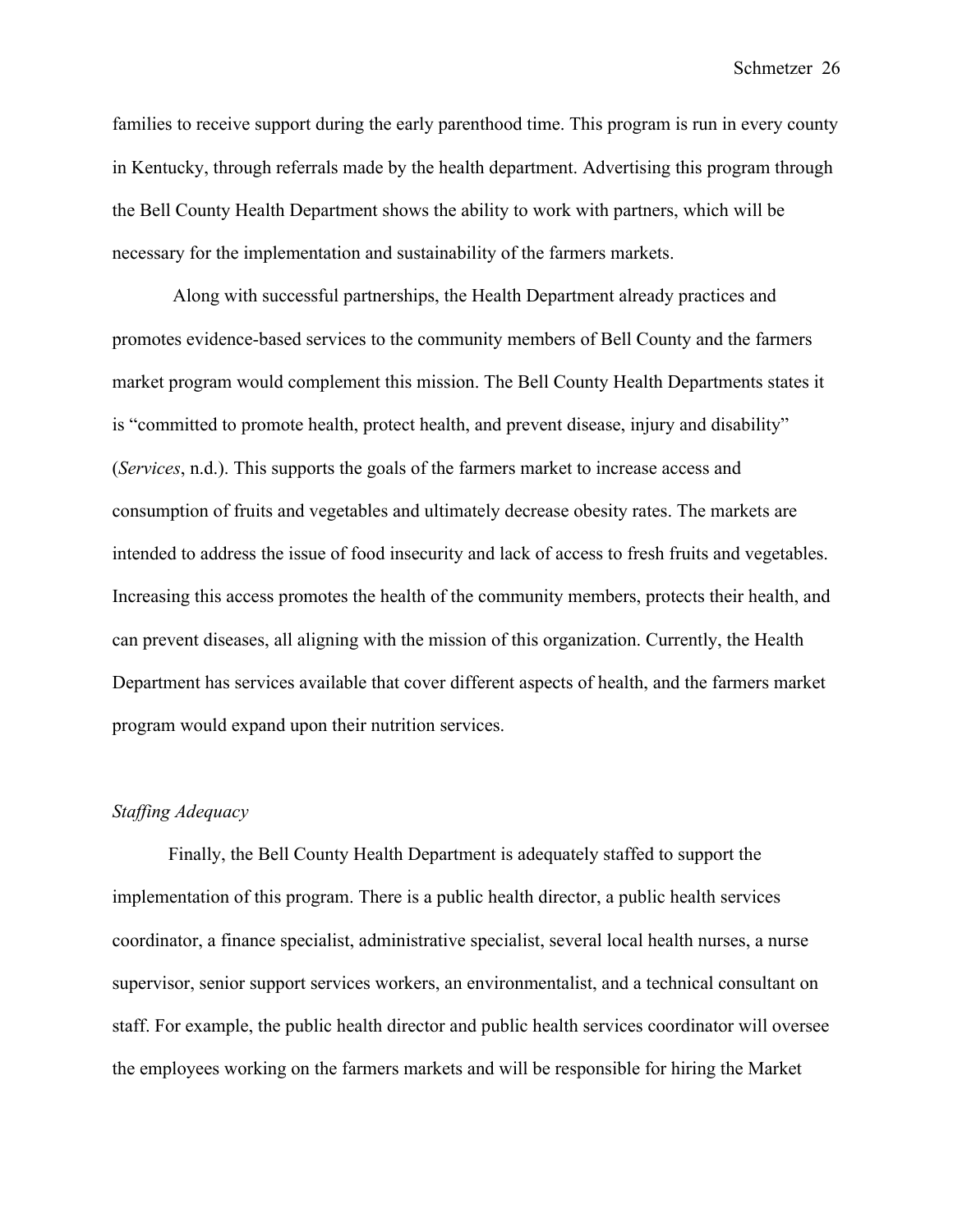families to receive support during the early parenthood time. This program is run in every county in Kentucky, through referrals made by the health department. Advertising this program through the Bell County Health Department shows the ability to work with partners, which will be necessary for the implementation and sustainability of the farmers markets.

Along with successful partnerships, the Health Department already practices and promotes evidence-based services to the community members of Bell County and the farmers market program would complement this mission. The Bell County Health Departments states it is "committed to promote health, protect health, and prevent disease, injury and disability" (*Services*, n.d.). This supports the goals of the farmers market to increase access and consumption of fruits and vegetables and ultimately decrease obesity rates. The markets are intended to address the issue of food insecurity and lack of access to fresh fruits and vegetables. Increasing this access promotes the health of the community members, protects their health, and can prevent diseases, all aligning with the mission of this organization. Currently, the Health Department has services available that cover different aspects of health, and the farmers market program would expand upon their nutrition services.

*Staffing Adequacy*

Finally, the Bell County Health Department is adequately staffed to support the implementation of this program. There is a public health director, a public health services coordinator, a finance specialist, administrative specialist, several local health nurses, a nurse supervisor, senior support services workers, an environmentalist, and a technical consultant on staff. For example, the public health director and public health services coordinator will oversee the employees working on the farmers markets and will be responsible for hiring the Market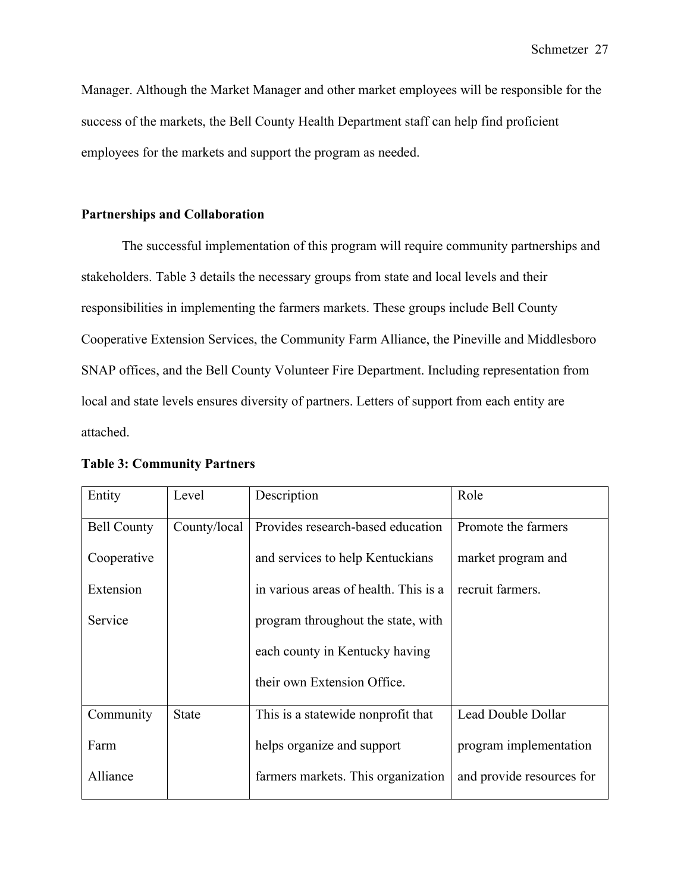Manager. Although the Market Manager and other market employees will be responsible for the success of the markets, the Bell County Health Department staff can help find proficient employees for the markets and support the program as needed.

## Partnerships and Collaboration

The successful implementation of this program will require community partnerships and stakeholders. Table 3 details the necessary groups from state and local levels and their responsibilities in implementing the farmers markets. These groups include Bell County Cooperative Extension Services, the Community Farm Alliance, the Pineville and Middlesboro SNAP offices, and the Bell County Volunteer Fire Department. Including representation from local and state levels ensures diversity of partners. Letters of support from each entity are attached.

**Table 3: Community Partners**

| Entity | Level | Description | Role |
|---|---|---|---|
| Bell County Cooperative Extension Service | County/local | Provides research-based education and services to help Kentuckians in various areas of health. This is a program throughout the state, with each county in Kentucky having their own Extension Office. | Promote the farmers market program and recruit farmers. |
| Community Farm Alliance | State | This is a statewide nonprofit that helps organize and support farmers markets. This organization | Lead Double Dollar program implementation and provide resources for |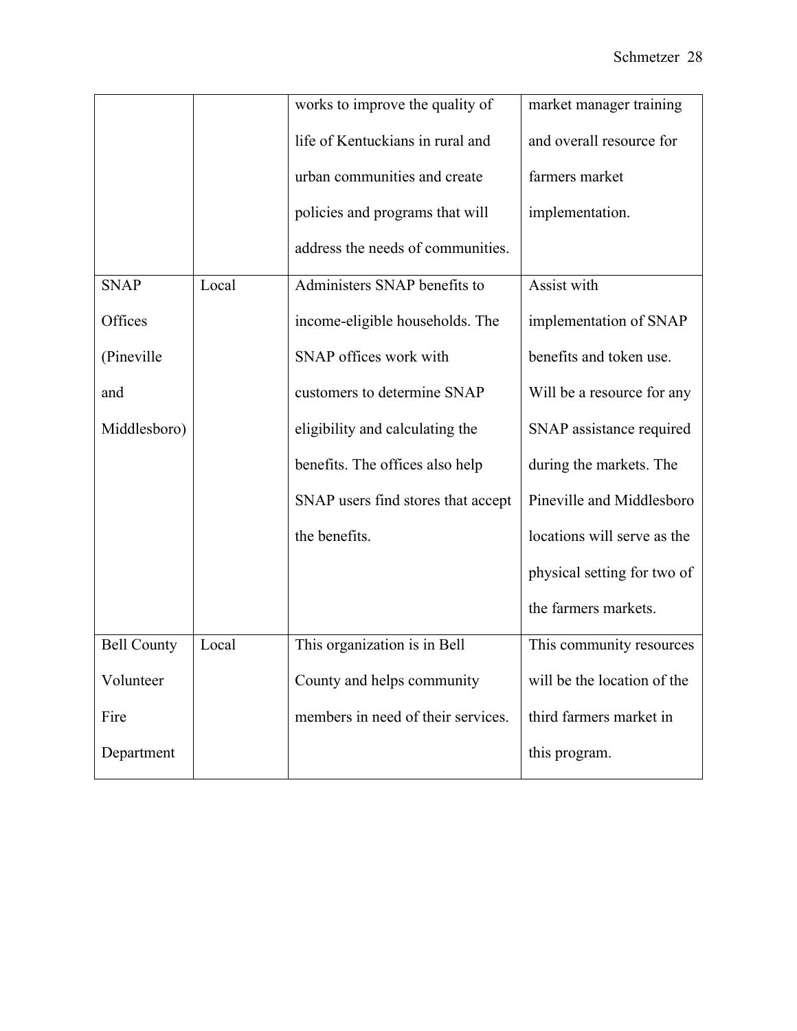| | | works to improve the quality of life of Kentuckians in rural and urban communities and create policies and programs that will address the needs of communities. | market manager training and overall resource for farmers market implementation. |
|---|---|---|---|
| SNAP Offices (Pineville and Middlesboro) | Local | Administers SNAP benefits to income-eligible households. The SNAP offices work with customers to determine SNAP eligibility and calculating the benefits. The offices also help SNAP users find stores that accept the benefits. | Assist with implementation of SNAP benefits and token use. Will be a resource for any SNAP assistance required during the markets. The Pineville and Middlesboro locations will serve as the physical setting for two of the farmers markets. |
| Bell County Volunteer Fire Department | Local | This organization is in Bell County and helps community members in need of their services. | This community resources will be the location of the third farmers market in this program. |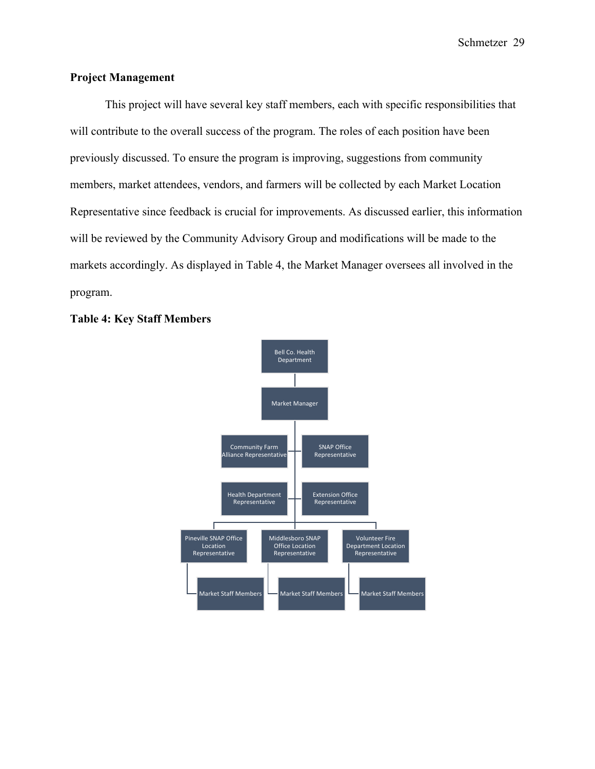## Project Management

This project will have several key staff members, each with specific responsibilities that will contribute to the overall success of the program. The roles of each position have been previously discussed. To ensure the program is improving, suggestions from community members, market attendees, vendors, and farmers will be collected by each Market Location Representative since feedback is crucial for improvements. As discussed earlier, this information will be reviewed by the Community Advisory Group and modifications will be made to the markets accordingly. As displayed in Table 4, the Market Manager oversees all involved in the program.

**Table 4: Key Staff Members**

- Bell Co. Health Department
  - Market Manager
    - Community Farm Alliance Representative
    - SNAP Office Representative
    - Health Department Representative
    - Extension Office Representative
    - Pineville SNAP Office Location Representative
      - Market Staff Members
    - Middlesboro SNAP Office Location Representative
      - Market Staff Members
    - Volunteer Fire Department Location Representative
      - Market Staff Members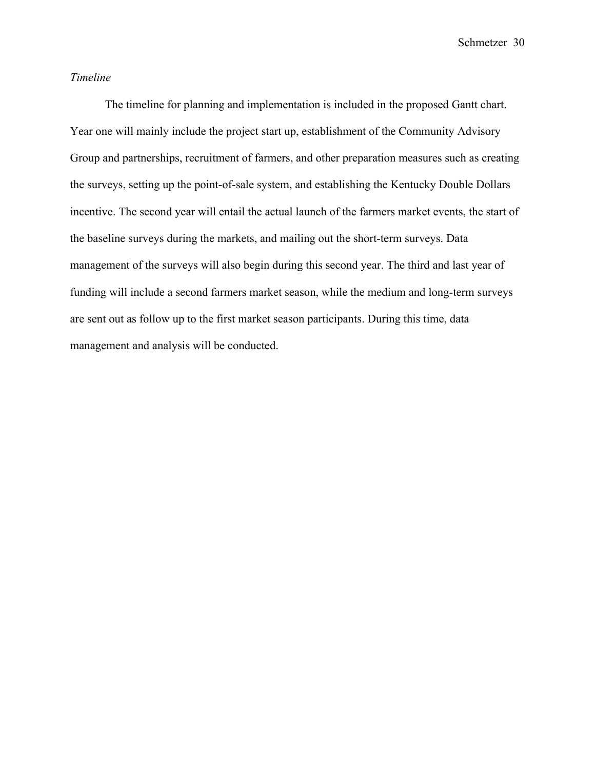*Timeline*

The timeline for planning and implementation is included in the proposed Gantt chart. Year one will mainly include the project start up, establishment of the Community Advisory Group and partnerships, recruitment of farmers, and other preparation measures such as creating the surveys, setting up the point-of-sale system, and establishing the Kentucky Double Dollars incentive. The second year will entail the actual launch of the farmers market events, the start of the baseline surveys during the markets, and mailing out the short-term surveys. Data management of the surveys will also begin during this second year. The third and last year of funding will include a second farmers market season, while the medium and long-term surveys are sent out as follow up to the first market season participants. During this time, data management and analysis will be conducted.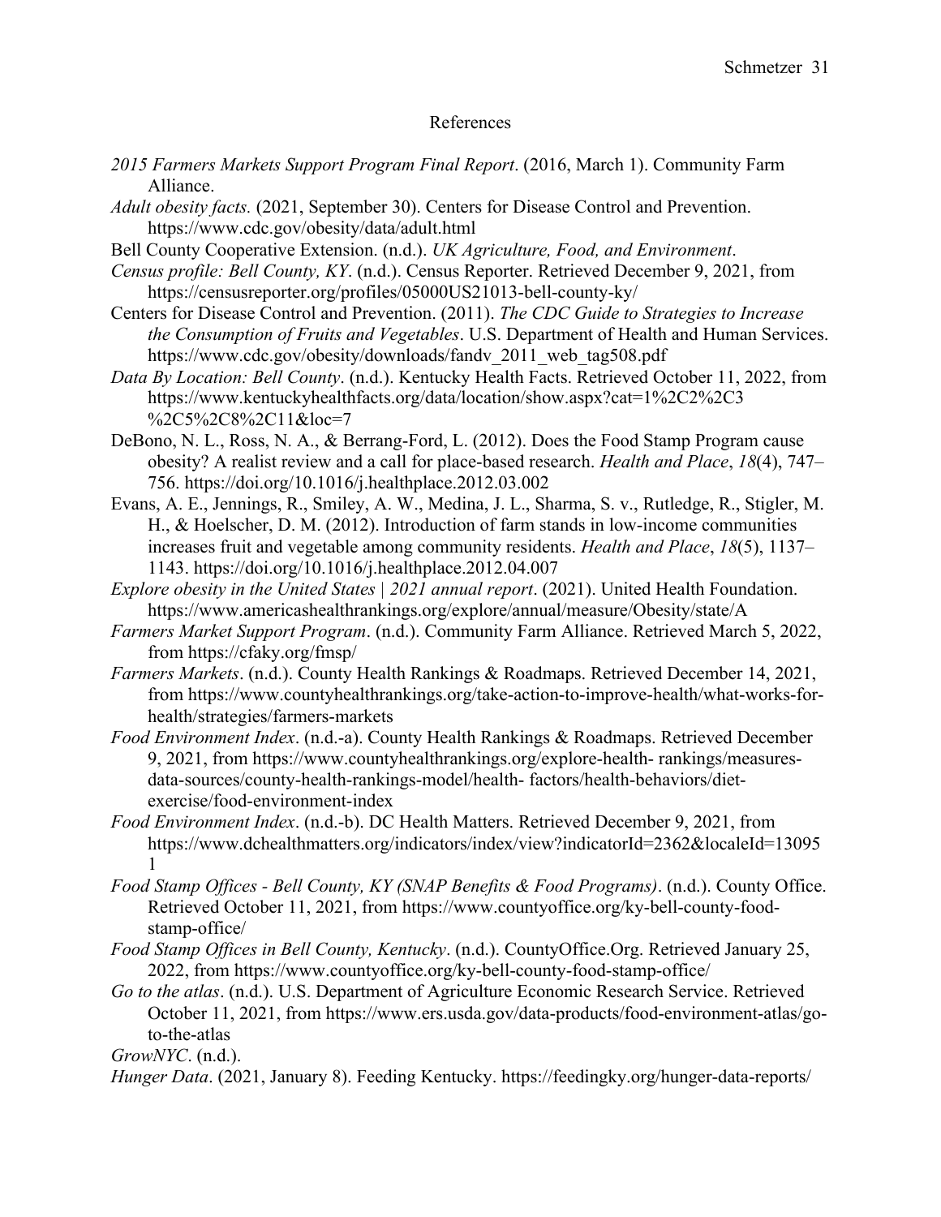# References

*2015 Farmers Markets Support Program Final Report*. (2016, March 1). Community Farm Alliance.

*Adult obesity facts.* (2021, September 30). Centers for Disease Control and Prevention. https://www.cdc.gov/obesity/data/adult.html

Bell County Cooperative Extension. (n.d.). *UK Agriculture, Food, and Environment*.

*Census profile: Bell County, KY*. (n.d.). Census Reporter. Retrieved December 9, 2021, from https://censusreporter.org/profiles/05000US21013-bell-county-ky/

Centers for Disease Control and Prevention. (2011). *The CDC Guide to Strategies to Increase the Consumption of Fruits and Vegetables*. U.S. Department of Health and Human Services. https://www.cdc.gov/obesity/downloads/fandv_2011_web_tag508.pdf

*Data By Location: Bell County*. (n.d.). Kentucky Health Facts. Retrieved October 11, 2022, from https://www.kentuckyhealthfacts.org/data/location/show.aspx?cat=1%2C2%2C3%2C5%2C8%2C11&loc=7

DeBono, N. L., Ross, N. A., & Berrang-Ford, L. (2012). Does the Food Stamp Program cause obesity? A realist review and a call for place-based research. *Health and Place*, *18*(4), 747–756. https://doi.org/10.1016/j.healthplace.2012.03.002

Evans, A. E., Jennings, R., Smiley, A. W., Medina, J. L., Sharma, S. v., Rutledge, R., Stigler, M. H., & Hoelscher, D. M. (2012). Introduction of farm stands in low-income communities increases fruit and vegetable among community residents. *Health and Place*, *18*(5), 1137–1143. https://doi.org/10.1016/j.healthplace.2012.04.007

*Explore obesity in the United States | 2021 annual report*. (2021). United Health Foundation. https://www.americashealthrankings.org/explore/annual/measure/Obesity/state/A

*Farmers Market Support Program*. (n.d.). Community Farm Alliance. Retrieved March 5, 2022, from https://cfaky.org/fmsp/

*Farmers Markets*. (n.d.). County Health Rankings & Roadmaps. Retrieved December 14, 2021, from https://www.countyhealthrankings.org/take-action-to-improve-health/what-works-for-health/strategies/farmers-markets

*Food Environment Index*. (n.d.-a). County Health Rankings & Roadmaps. Retrieved December 9, 2021, from https://www.countyhealthrankings.org/explore-health- rankings/measures-data-sources/county-health-rankings-model/health- factors/health-behaviors/diet-exercise/food-environment-index

*Food Environment Index*. (n.d.-b). DC Health Matters. Retrieved December 9, 2021, from https://www.dchealthmatters.org/indicators/index/view?indicatorId=2362&localeId=130951

*Food Stamp Offices - Bell County, KY (SNAP Benefits & Food Programs)*. (n.d.). County Office. Retrieved October 11, 2021, from https://www.countyoffice.org/ky-bell-county-food-stamp-office/

*Food Stamp Offices in Bell County, Kentucky*. (n.d.). CountyOffice.Org. Retrieved January 25, 2022, from https://www.countyoffice.org/ky-bell-county-food-stamp-office/

*Go to the atlas*. (n.d.). U.S. Department of Agriculture Economic Research Service. Retrieved October 11, 2021, from https://www.ers.usda.gov/data-products/food-environment-atlas/go-to-the-atlas

*GrowNYC*. (n.d.).

*Hunger Data*. (2021, January 8). Feeding Kentucky. https://feedingky.org/hunger-data-reports/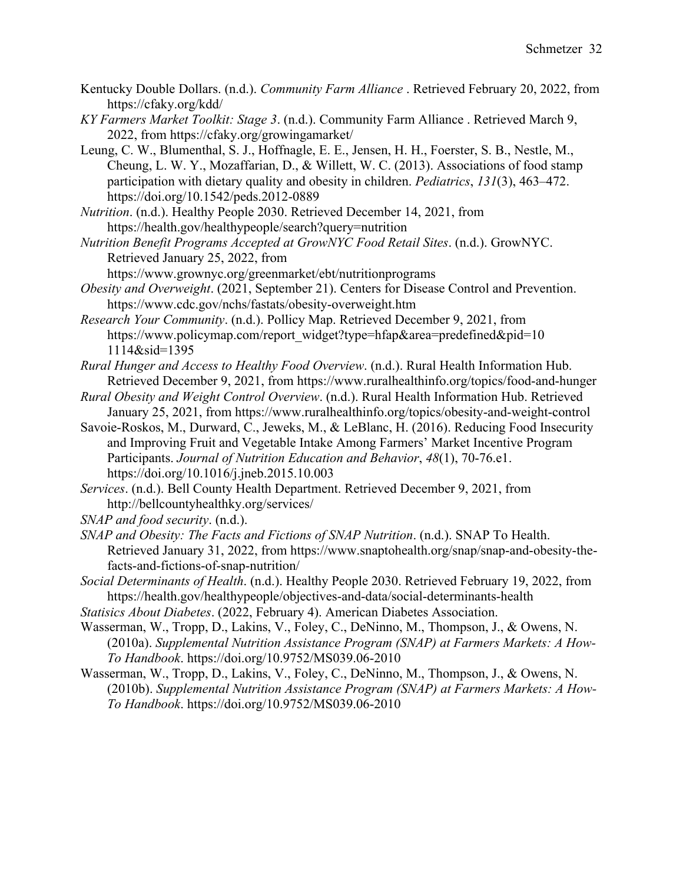Kentucky Double Dollars. (n.d.). *Community Farm Alliance* . Retrieved February 20, 2022, from https://cfaky.org/kdd/

*KY Farmers Market Toolkit: Stage 3*. (n.d.). Community Farm Alliance . Retrieved March 9, 2022, from https://cfaky.org/growingamarket/

Leung, C. W., Blumenthal, S. J., Hoffnagle, E. E., Jensen, H. H., Foerster, S. B., Nestle, M., Cheung, L. W. Y., Mozaffarian, D., & Willett, W. C. (2013). Associations of food stamp participation with dietary quality and obesity in children. *Pediatrics*, *131*(3), 463–472. https://doi.org/10.1542/peds.2012-0889

*Nutrition*. (n.d.). Healthy People 2030. Retrieved December 14, 2021, from https://health.gov/healthypeople/search?query=nutrition

*Nutrition Benefit Programs Accepted at GrowNYC Food Retail Sites*. (n.d.). GrowNYC. Retrieved January 25, 2022, from https://www.grownyc.org/greenmarket/ebt/nutritionprograms

*Obesity and Overweight*. (2021, September 21). Centers for Disease Control and Prevention. https://www.cdc.gov/nchs/fastats/obesity-overweight.htm

*Research Your Community*. (n.d.). Pollicy Map. Retrieved December 9, 2021, from https://www.policymap.com/report_widget?type=hfap&area=predefined&pid=10 1114&sid=1395

*Rural Hunger and Access to Healthy Food Overview*. (n.d.). Rural Health Information Hub. Retrieved December 9, 2021, from https://www.ruralhealthinfo.org/topics/food-and-hunger

*Rural Obesity and Weight Control Overview*. (n.d.). Rural Health Information Hub. Retrieved January 25, 2021, from https://www.ruralhealthinfo.org/topics/obesity-and-weight-control

Savoie-Roskos, M., Durward, C., Jeweks, M., & LeBlanc, H. (2016). Reducing Food Insecurity and Improving Fruit and Vegetable Intake Among Farmers' Market Incentive Program Participants. *Journal of Nutrition Education and Behavior*, *48*(1), 70-76.e1. https://doi.org/10.1016/j.jneb.2015.10.003

*Services*. (n.d.). Bell County Health Department. Retrieved December 9, 2021, from http://bellcountyhealthky.org/services/

*SNAP and food security*. (n.d.).

*SNAP and Obesity: The Facts and Fictions of SNAP Nutrition*. (n.d.). SNAP To Health. Retrieved January 31, 2022, from https://www.snaptohealth.org/snap/snap-and-obesity-the-facts-and-fictions-of-snap-nutrition/

*Social Determinants of Health*. (n.d.). Healthy People 2030. Retrieved February 19, 2022, from https://health.gov/healthypeople/objectives-and-data/social-determinants-health

*Statisics About Diabetes*. (2022, February 4). American Diabetes Association.

Wasserman, W., Tropp, D., Lakins, V., Foley, C., DeNinno, M., Thompson, J., & Owens, N. (2010a). *Supplemental Nutrition Assistance Program (SNAP) at Farmers Markets: A How-To Handbook*. https://doi.org/10.9752/MS039.06-2010

Wasserman, W., Tropp, D., Lakins, V., Foley, C., DeNinno, M., Thompson, J., & Owens, N. (2010b). *Supplemental Nutrition Assistance Program (SNAP) at Farmers Markets: A How-To Handbook*. https://doi.org/10.9752/MS039.06-2010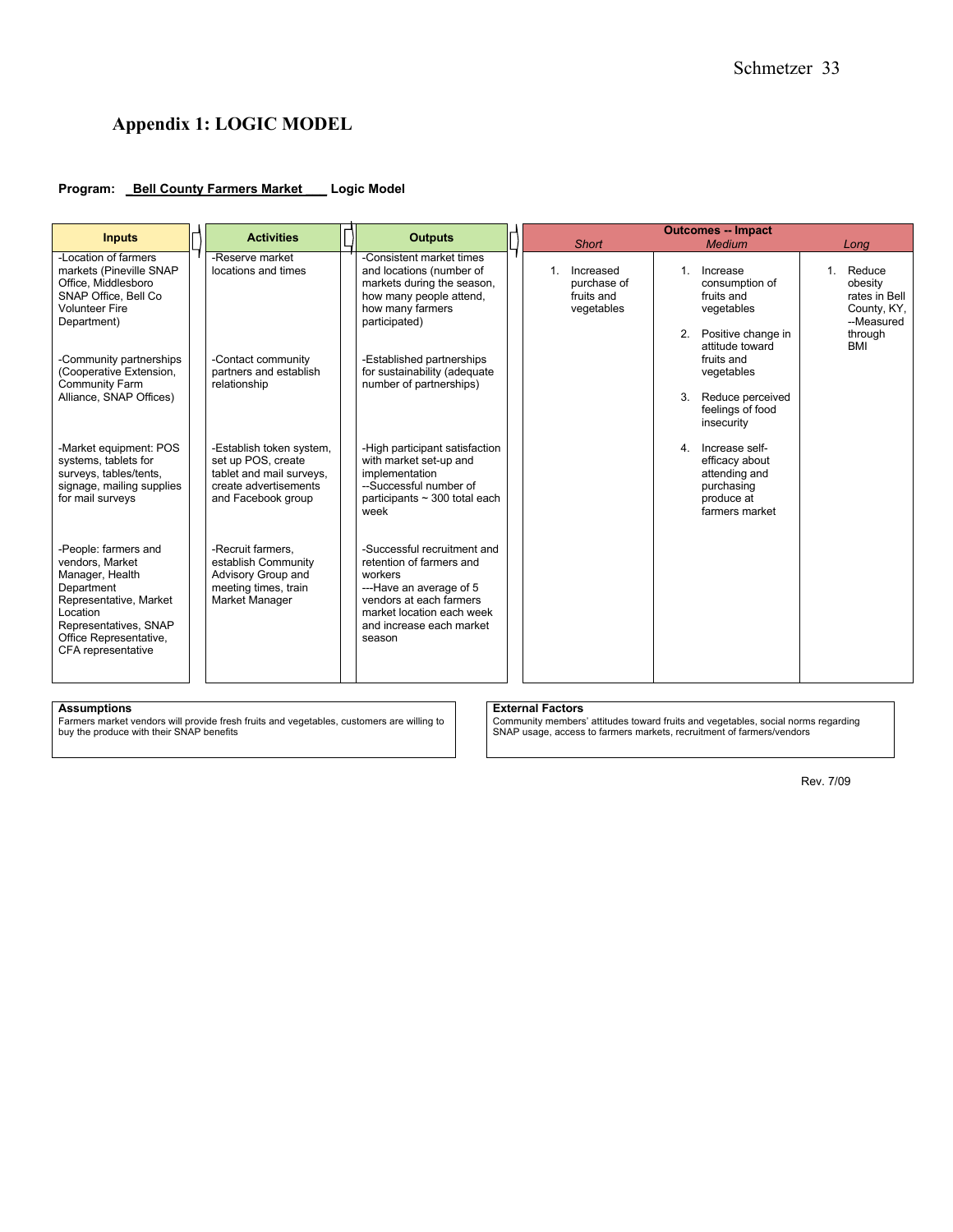## Appendix 1: LOGIC MODEL

**Program:** __Bell County Farmers Market__ **Logic Model**

| Inputs | Activities | Outputs | Outcomes -- Impact | | |
|---|---|---|---|---|---|
| | | | *Short* | *Medium* | *Long* |
| -Location of farmers markets (Pineville SNAP Office, Middlesboro SNAP Office, Bell Co Volunteer Fire Department) | -Reserve market locations and times | -Consistent market times and locations (number of markets during the season, how many people attend, how many farmers participated) | 1. Increased purchase of fruits and vegetables | 1. Increase consumption of fruits and vegetables<br>2. Positive change in attitude toward fruits and vegetables | 1. Reduce obesity rates in Bell County, KY, --Measured through BMI |
| -Community partnerships (Cooperative Extension, Community Farm Alliance, SNAP Offices) | -Contact community partners and establish relationship | -Established partnerships for sustainability (adequate number of partnerships) | | 3. Reduce perceived feelings of food insecurity | |
| -Market equipment: POS systems, tablets for surveys, tables/tents, signage, mailing supplies for mail surveys | -Establish token system, set up POS, create tablet and mail surveys, create advertisements and Facebook group | -High participant satisfaction with market set-up and implementation<br>--Successful number of participants ~ 300 total each week | | 4. Increase self-efficacy about attending and purchasing produce at farmers market | |
| -People: farmers and vendors, Market Manager, Health Department Representative, Market Location Representatives, SNAP Office Representative, CFA representative | -Recruit farmers, establish Community Advisory Group and meeting times, train Market Manager | -Successful recruitment and retention of farmers and workers<br>---Have an average of 5 vendors at each farmers market location each week and increase each market season | | | |

**Assumptions**
Farmers market vendors will provide fresh fruits and vegetables, customers are willing to buy the produce with their SNAP benefits

**External Factors**
Community members' attitudes toward fruits and vegetables, social norms regarding SNAP usage, access to farmers markets, recruitment of farmers/vendors

Rev. 7/09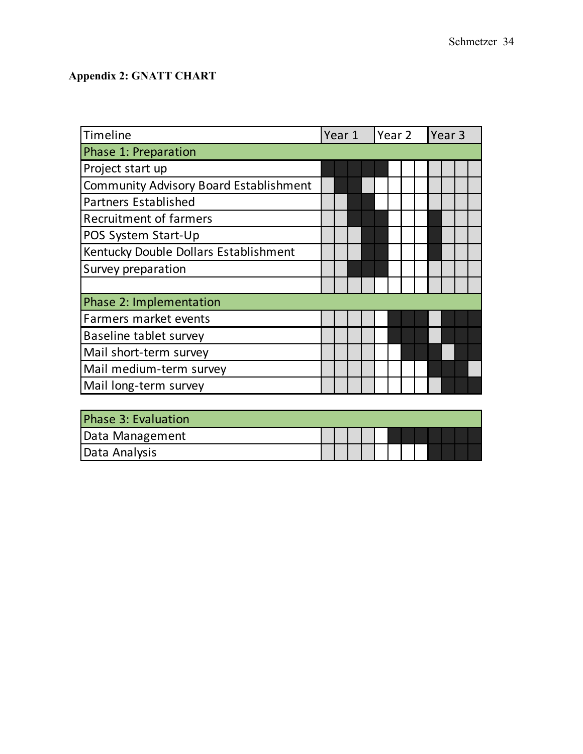**Appendix 2: GNATT CHART**

| Timeline | Year 1 | | | | Year 2 | | | | Year 3 | | | |
|---|---|---|---|---|---|---|---|---|---|---|---|---|
| **Phase 1: Preparation** | | | | | | | | | | | | |
| Project start up | ■ | ■ | ■ | ■ | ■ | | | | | | | |
| Community Advisory Board Establishment | | ■ | ■ | | | | | | | | | |
| Partners Established | | | ■ | ■ | | | | | | | | |
| Recruitment of farmers | | | ■ | ■ | ■ | | | | ■ | | | |
| POS System Start-Up | | | | ■ | ■ | | | | ■ | | | |
| Kentucky Double Dollars Establishment | | | | ■ | ■ | | | | ■ | | | |
| Survey preparation | | | ■ | ■ | ■ | | | | | | | |
| | | | | | | | | | | | | |
| **Phase 2: Implementation** | | | | | | | | | | | | |
| Farmers market events | | | | | | ■ | ■ | ■ | | ■ | ■ | ■ |
| Baseline tablet survey | | | | | | ■ | ■ | ■ | | ■ | ■ | ■ |
| Mail short-term survey | | | | | | | ■ | ■ | ■ | | ■ | ■ |
| Mail medium-term survey | | | | | | | | | ■ | ■ | ■ | |
| Mail long-term survey | | | | | | | | | | ■ | ■ | ■ |
| **Phase 3: Evaluation** | | | | | | | | | | | | |
| Data Management | | | | | | ■ | ■ | ■ | ■ | ■ | ■ | ■ |
| Data Analysis | | | | | | | | | ■ | ■ | ■ | ■ |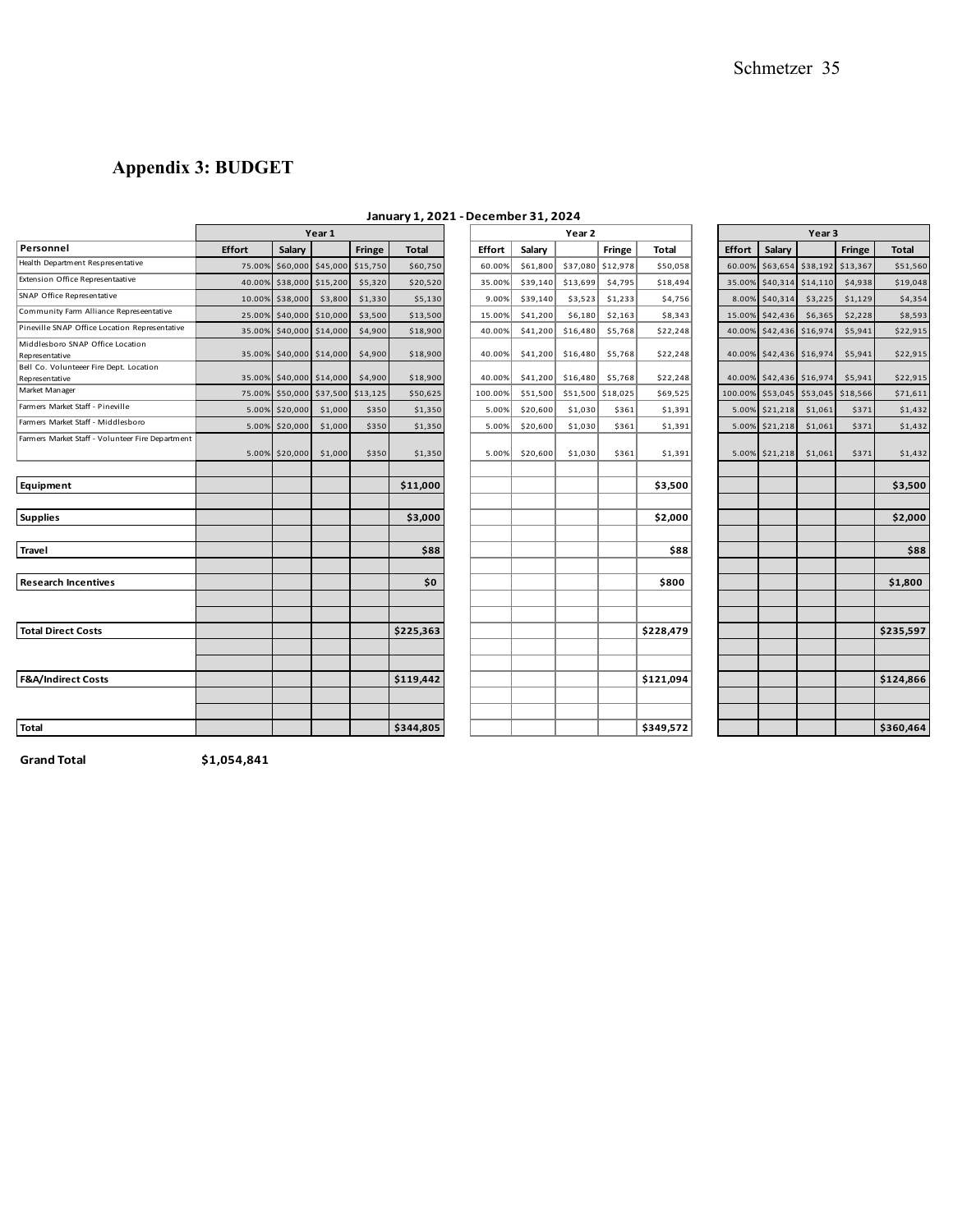## Appendix 3: BUDGET

**January 1, 2021 - December 31, 2024**

| | Year 1 | | | | | Year 2 | | | | | Year 3 | | | | |
|---|---|---|---|---|---|---|---|---|---|---|---|---|---|---|---|
| **Personnel** | **Effort** | **Salary** | | **Fringe** | **Total** | **Effort** | **Salary** | | **Fringe** | **Total** | **Effort** | **Salary** | | **Fringe** | **Total** |
| Health Department Respresentative | 75.00% | $60,000 | $45,000 | $15,750 | $60,750 | 60.00% | $61,800 | $37,080 | $12,978 | $50,058 | 60.00% | $63,654 | $38,192 | $13,367 | $51,560 |
| Extension Office Representaative | 40.00% | $38,000 | $15,200 | $5,320 | $20,520 | 35.00% | $39,140 | $13,699 | $4,795 | $18,494 | 35.00% | $40,314 | $14,110 | $4,938 | $19,048 |
| SNAP Office Representative | 10.00% | $38,000 | $3,800 | $1,330 | $5,130 | 9.00% | $39,140 | $3,523 | $1,233 | $4,756 | 8.00% | $40,314 | $3,225 | $1,129 | $4,354 |
| Community Farm Alliance Represeentative | 25.00% | $40,000 | $10,000 | $3,500 | $13,500 | 15.00% | $41,200 | $6,180 | $2,163 | $8,343 | 15.00% | $42,436 | $6,365 | $2,228 | $8,593 |
| Pineville SNAP Office Location Representative | 35.00% | $40,000 | $14,000 | $4,900 | $18,900 | 40.00% | $41,200 | $16,480 | $5,768 | $22,248 | 40.00% | $42,436 | $16,974 | $5,941 | $22,915 |
| Middlesboro SNAP Office Location Representative | 35.00% | $40,000 | $14,000 | $4,900 | $18,900 | 40.00% | $41,200 | $16,480 | $5,768 | $22,248 | 40.00% | $42,436 | $16,974 | $5,941 | $22,915 |
| Bell Co. Volunteeer Fire Dept. Location Representative | 35.00% | $40,000 | $14,000 | $4,900 | $18,900 | 40.00% | $41,200 | $16,480 | $5,768 | $22,248 | 40.00% | $42,436 | $16,974 | $5,941 | $22,915 |
| Market Manager | 75.00% | $50,000 | $37,500 | $13,125 | $50,625 | 100.00% | $51,500 | $51,500 | $18,025 | $69,525 | 100.00% | $53,045 | $53,045 | $18,566 | $71,611 |
| Farmers Market Staff - Pineville | 5.00% | $20,000 | $1,000 | $350 | $1,350 | 5.00% | $20,600 | $1,030 | $361 | $1,391 | 5.00% | $21,218 | $1,061 | $371 | $1,432 |
| Farmers Market Staff - Middlesboro | 5.00% | $20,000 | $1,000 | $350 | $1,350 | 5.00% | $20,600 | $1,030 | $361 | $1,391 | 5.00% | $21,218 | $1,061 | $371 | $1,432 |
| Farmers Market Staff - Volunteer Fire Department | 5.00% | $20,000 | $1,000 | $350 | $1,350 | 5.00% | $20,600 | $1,030 | $361 | $1,391 | 5.00% | $21,218 | $1,061 | $371 | $1,432 |
| **Equipment** | | | | | **$11,000** | | | | | **$3,500** | | | | | **$3,500** |
| **Supplies** | | | | | **$3,000** | | | | | **$2,000** | | | | | **$2,000** |
| **Travel** | | | | | **$88** | | | | | **$88** | | | | | **$88** |
| **Research Incentives** | | | | | **$0** | | | | | **$800** | | | | | **$1,800** |
| **Total Direct Costs** | | | | | **$225,363** | | | | | **$228,479** | | | | | **$235,597** |
| **F&A/Indirect Costs** | | | | | **$119,442** | | | | | **$121,094** | | | | | **$124,866** |
| **Total** | | | | | **$344,805** | | | | | **$349,572** | | | | | **$360,464** |

**Grand Total** **$1,054,841**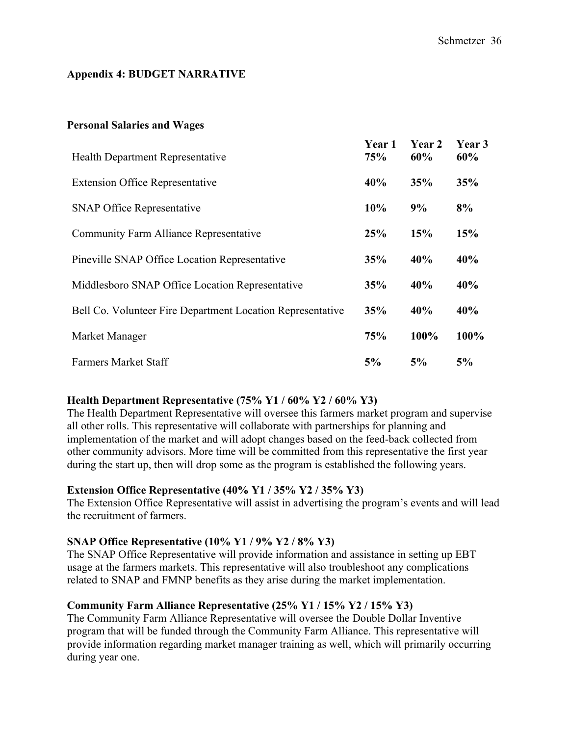## Appendix 4: BUDGET NARRATIVE

### Personal Salaries and Wages

| | Year 1 | Year 2 | Year 3 |
|---|---|---|---|
| Health Department Representative | **75%** | **60%** | **60%** |
| Extension Office Representative | **40%** | **35%** | **35%** |
| SNAP Office Representative | **10%** | **9%** | **8%** |
| Community Farm Alliance Representative | **25%** | **15%** | **15%** |
| Pineville SNAP Office Location Representative | **35%** | **40%** | **40%** |
| Middlesboro SNAP Office Location Representative | **35%** | **40%** | **40%** |
| Bell Co. Volunteer Fire Department Location Representative | **35%** | **40%** | **40%** |
| Market Manager | **75%** | **100%** | **100%** |
| Farmers Market Staff | **5%** | **5%** | **5%** |

**Health Department Representative (75% Y1 / 60% Y2 / 60% Y3)**
The Health Department Representative will oversee this farmers market program and supervise all other rolls. This representative will collaborate with partnerships for planning and implementation of the market and will adopt changes based on the feed-back collected from other community advisors. More time will be committed from this representative the first year during the start up, then will drop some as the program is established the following years.

**Extension Office Representative (40% Y1 / 35% Y2 / 35% Y3)**
The Extension Office Representative will assist in advertising the program's events and will lead the recruitment of farmers.

**SNAP Office Representative (10% Y1 / 9% Y2 / 8% Y3)**
The SNAP Office Representative will provide information and assistance in setting up EBT usage at the farmers markets. This representative will also troubleshoot any complications related to SNAP and FMNP benefits as they arise during the market implementation.

**Community Farm Alliance Representative (25% Y1 / 15% Y2 / 15% Y3)**
The Community Farm Alliance Representative will oversee the Double Dollar Inventive program that will be funded through the Community Farm Alliance. This representative will provide information regarding market manager training as well, which will primarily occurring during year one.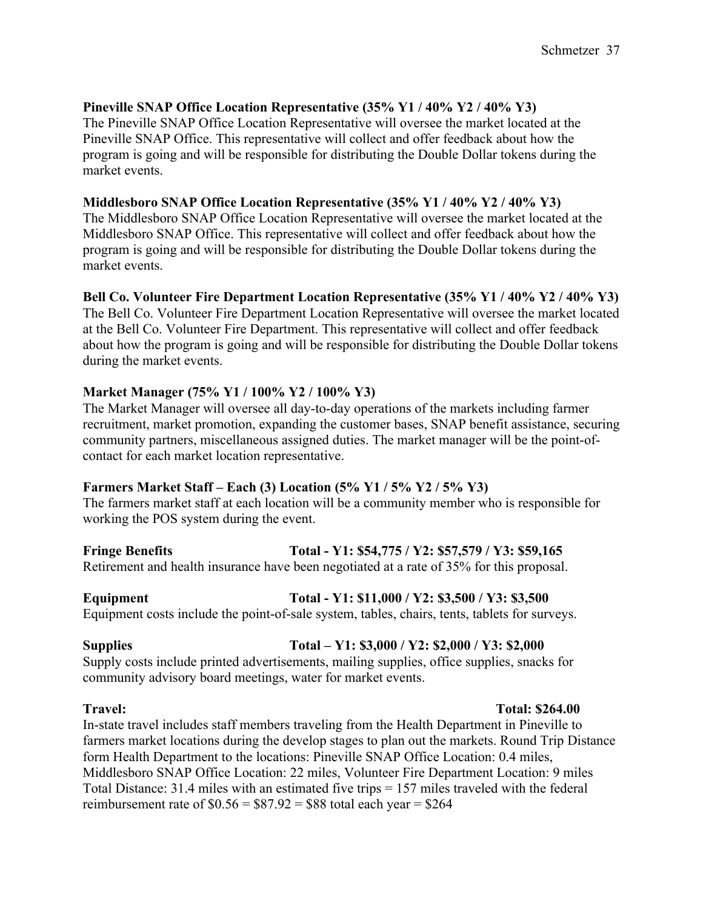**Pineville SNAP Office Location Representative (35% Y1 / 40% Y2 / 40% Y3)**
The Pineville SNAP Office Location Representative will oversee the market located at the Pineville SNAP Office. This representative will collect and offer feedback about how the program is going and will be responsible for distributing the Double Dollar tokens during the market events.

**Middlesboro SNAP Office Location Representative (35% Y1 / 40% Y2 / 40% Y3)**
The Middlesboro SNAP Office Location Representative will oversee the market located at the Middlesboro SNAP Office. This representative will collect and offer feedback about how the program is going and will be responsible for distributing the Double Dollar tokens during the market events.

**Bell Co. Volunteer Fire Department Location Representative (35% Y1 / 40% Y2 / 40% Y3)**
The Bell Co. Volunteer Fire Department Location Representative will oversee the market located at the Bell Co. Volunteer Fire Department. This representative will collect and offer feedback about how the program is going and will be responsible for distributing the Double Dollar tokens during the market events.

**Market Manager (75% Y1 / 100% Y2 / 100% Y3)**
The Market Manager will oversee all day-to-day operations of the markets including farmer recruitment, market promotion, expanding the customer bases, SNAP benefit assistance, securing community partners, miscellaneous assigned duties. The market manager will be the point-of-contact for each market location representative.

**Farmers Market Staff – Each (3) Location (5% Y1 / 5% Y2 / 5% Y3)**
The farmers market staff at each location will be a community member who is responsible for working the POS system during the event.

**Fringe Benefits Total - Y1: $54,775 / Y2: $57,579 / Y3: $59,165**
Retirement and health insurance have been negotiated at a rate of 35% for this proposal.

**Equipment Total - Y1: $11,000 / Y2: $3,500 / Y3: $3,500**
Equipment costs include the point-of-sale system, tables, chairs, tents, tablets for surveys.

**Supplies Total – Y1: $3,000 / Y2: $2,000 / Y3: $2,000**
Supply costs include printed advertisements, mailing supplies, office supplies, snacks for community advisory board meetings, water for market events.

**Travel: Total: $264.00**
In-state travel includes staff members traveling from the Health Department in Pineville to farmers market locations during the develop stages to plan out the markets. Round Trip Distance form Health Department to the locations: Pineville SNAP Office Location: 0.4 miles, Middlesboro SNAP Office Location: 22 miles, Volunteer Fire Department Location: 9 miles Total Distance: 31.4 miles with an estimated five trips = 157 miles traveled with the federal reimbursement rate of $0.56 = $87.92 = $88 total each year = $264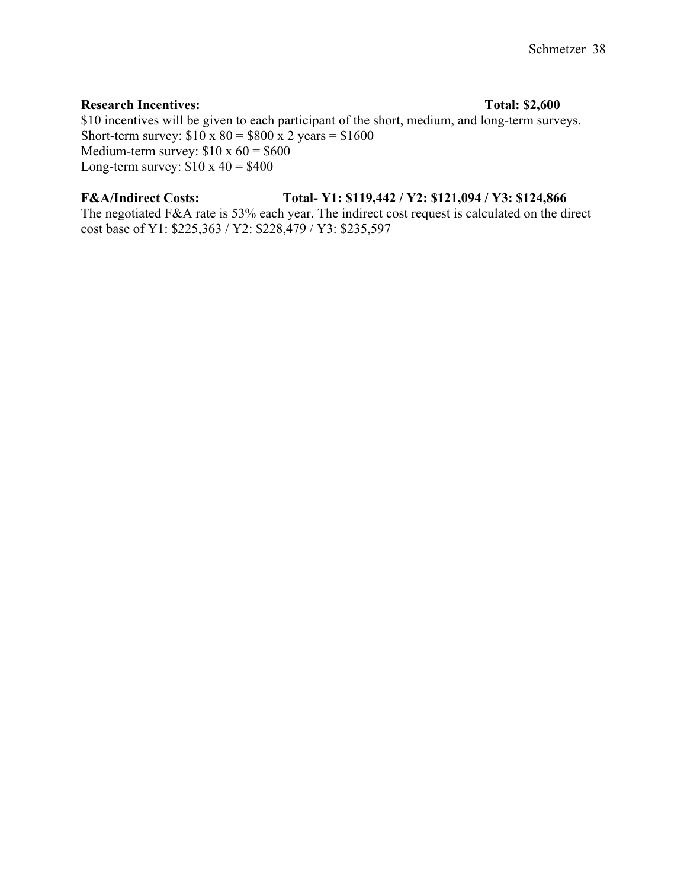**Research Incentives: Total: $2,600**

$10 incentives will be given to each participant of the short, medium, and long-term surveys.
Short-term survey: $10 x 80 = $800 x 2 years = $1600
Medium-term survey: $10 x 60 = $600
Long-term survey: $10 x 40 = $400

**F&A/Indirect Costs: Total- Y1: $119,442 / Y2: $121,094 / Y3: $124,866**

The negotiated F&A rate is 53% each year. The indirect cost request is calculated on the direct cost base of Y1: $225,363 / Y2: $228,479 / Y3: $235,597